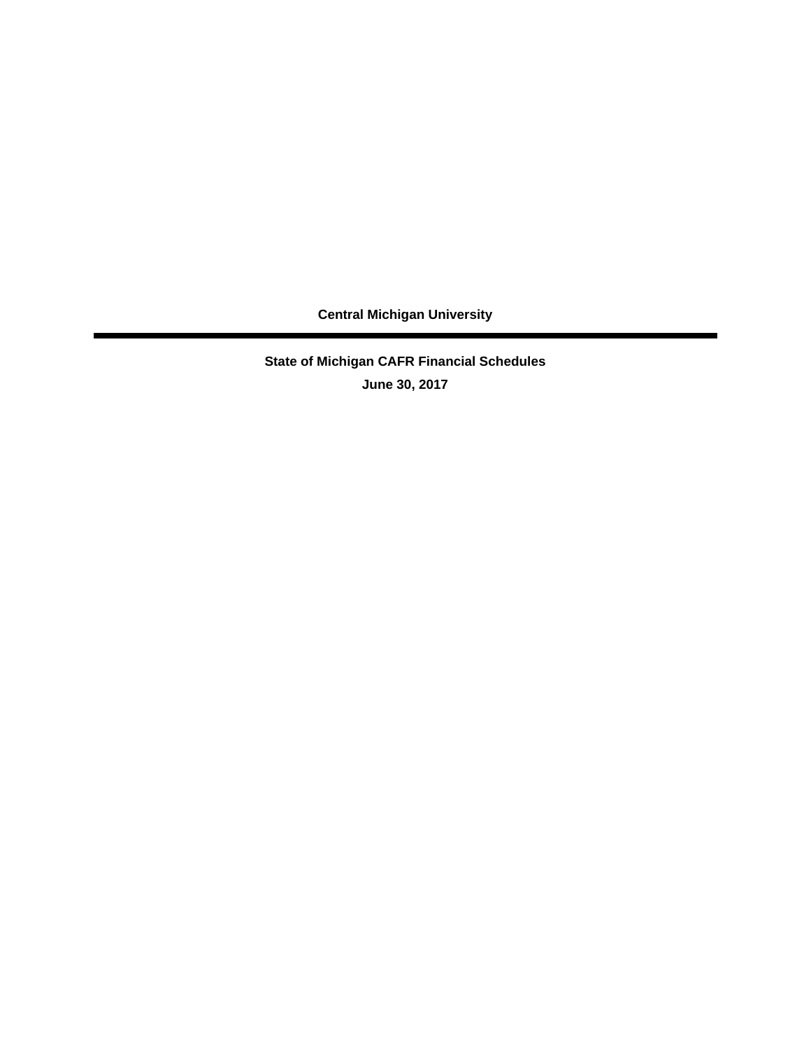# Central Michigan University

---

## State of Michigan CAFR Financial Schedules

**June 30, 2017**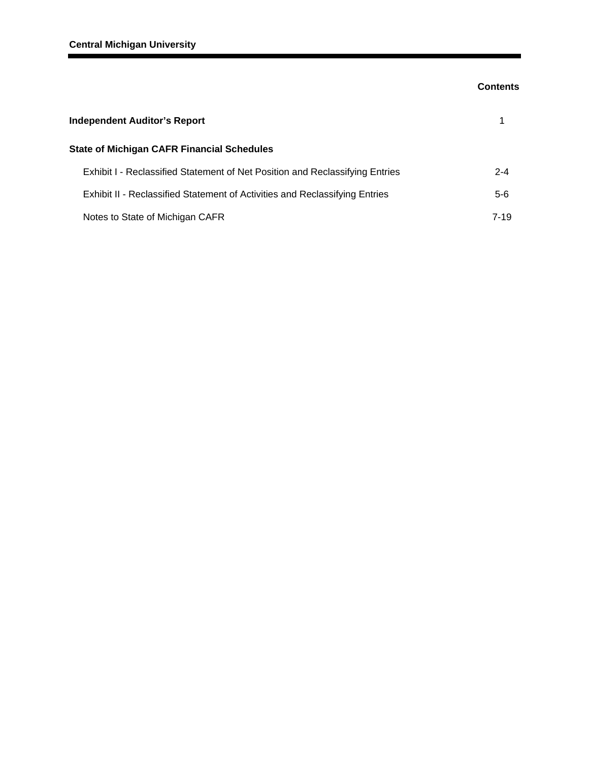**Central Michigan University**

## Contents

| | |
|---|---|
| **Independent Auditor's Report** | 1 |
| **State of Michigan CAFR Financial Schedules** | |
| Exhibit I - Reclassified Statement of Net Position and Reclassifying Entries | 2-4 |
| Exhibit II - Reclassified Statement of Activities and Reclassifying Entries | 5-6 |
| Notes to State of Michigan CAFR | 7-19 |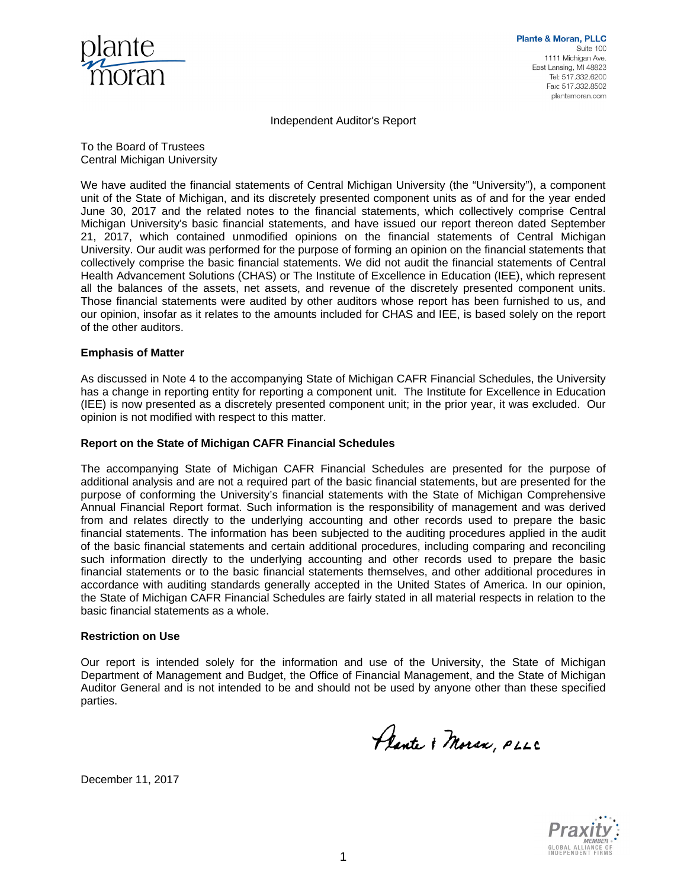**Plante & Moran, PLLC**
Suite 100
1111 Michigan Ave.
East Lansing, MI 48823
Tel: 517.332.6200
Fax: 517.332.8502
plantemoran.com

Independent Auditor's Report

To the Board of Trustees
Central Michigan University

We have audited the financial statements of Central Michigan University (the "University"), a component unit of the State of Michigan, and its discretely presented component units as of and for the year ended June 30, 2017 and the related notes to the financial statements, which collectively comprise Central Michigan University's basic financial statements, and have issued our report thereon dated September 21, 2017, which contained unmodified opinions on the financial statements of Central Michigan University. Our audit was performed for the purpose of forming an opinion on the financial statements that collectively comprise the basic financial statements. We did not audit the financial statements of Central Health Advancement Solutions (CHAS) or The Institute of Excellence in Education (IEE), which represent all the balances of the assets, net assets, and revenue of the discretely presented component units. Those financial statements were audited by other auditors whose report has been furnished to us, and our opinion, insofar as it relates to the amounts included for CHAS and IEE, is based solely on the report of the other auditors.

**Emphasis of Matter**

As discussed in Note 4 to the accompanying State of Michigan CAFR Financial Schedules, the University has a change in reporting entity for reporting a component unit. The Institute for Excellence in Education (IEE) is now presented as a discretely presented component unit; in the prior year, it was excluded. Our opinion is not modified with respect to this matter.

**Report on the State of Michigan CAFR Financial Schedules**

The accompanying State of Michigan CAFR Financial Schedules are presented for the purpose of additional analysis and are not a required part of the basic financial statements, but are presented for the purpose of conforming the University's financial statements with the State of Michigan Comprehensive Annual Financial Report format. Such information is the responsibility of management and was derived from and relates directly to the underlying accounting and other records used to prepare the basic financial statements. The information has been subjected to the auditing procedures applied in the audit of the basic financial statements and certain additional procedures, including comparing and reconciling such information directly to the underlying accounting and other records used to prepare the basic financial statements or to the basic financial statements themselves, and other additional procedures in accordance with auditing standards generally accepted in the United States of America. In our opinion, the State of Michigan CAFR Financial Schedules are fairly stated in all material respects in relation to the basic financial statements as a whole.

**Restriction on Use**

Our report is intended solely for the information and use of the University, the State of Michigan Department of Management and Budget, the Office of Financial Management, and the State of Michigan Auditor General and is not intended to be and should not be used by anyone other than these specified parties.

Plante & Moran, PLLC

December 11, 2017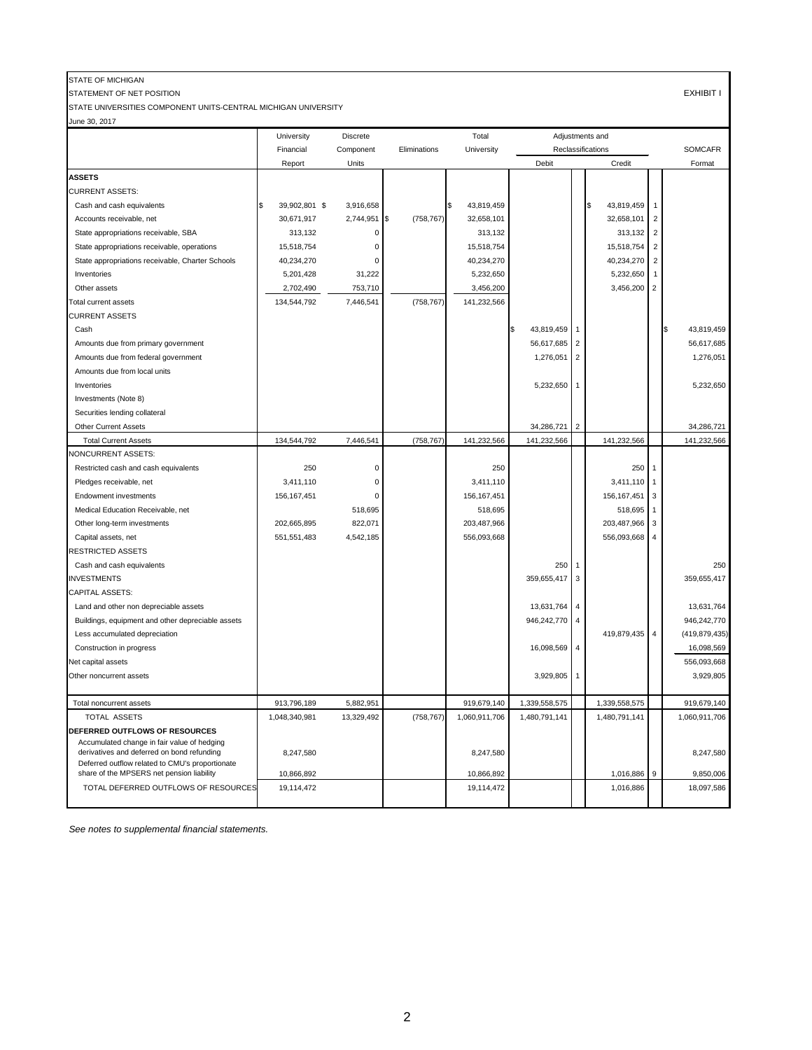STATE OF MICHIGAN

STATEMENT OF NET POSITION

EXHIBIT I

STATE UNIVERSITIES COMPONENT UNITS-CENTRAL MICHIGAN UNIVERSITY

June 30, 2017

| | University Financial Report | Discrete Component Units | Eliminations | Total University | Adjustments and Reclassifications Debit | | Adjustments and Reclassifications Credit | | SOMCAFR Format |
|---|---|---|---|---|---|---|---|---|---|
| **ASSETS** | | | | | | | | | |
| CURRENT ASSETS: | | | | | | | | | |
| Cash and cash equivalents | $ 39,902,801 | $ 3,916,658 | | $ 43,819,459 | | | $ 43,819,459 | 1 | |
| Accounts receivable, net | 30,671,917 | 2,744,951 | $ (758,767) | 32,658,101 | | | 32,658,101 | 2 | |
| State appropriations receivable, SBA | 313,132 | 0 | | 313,132 | | | 313,132 | 2 | |
| State appropriations receivable, operations | 15,518,754 | 0 | | 15,518,754 | | | 15,518,754 | 2 | |
| State appropriations receivable, Charter Schools | 40,234,270 | 0 | | 40,234,270 | | | 40,234,270 | 2 | |
| Inventories | 5,201,428 | 31,222 | | 5,232,650 | | | 5,232,650 | 1 | |
| Other assets | 2,702,490 | 753,710 | | 3,456,200 | | | 3,456,200 | 2 | |
| Total current assets | 134,544,792 | 7,446,541 | (758,767) | 141,232,566 | | | | | |
| CURRENT ASSETS | | | | | | | | | |
| Cash | | | | | $ 43,819,459 | 1 | | | $ 43,819,459 |
| Amounts due from primary government | | | | | 56,617,685 | 2 | | | 56,617,685 |
| Amounts due from federal government | | | | | 1,276,051 | 2 | | | 1,276,051 |
| Amounts due from local units | | | | | | | | | |
| Inventories | | | | | 5,232,650 | 1 | | | 5,232,650 |
| Investments (Note 8) | | | | | | | | | |
| Securities lending collateral | | | | | | | | | |
| Other Current Assets | | | | | 34,286,721 | 2 | | | 34,286,721 |
| Total Current Assets | 134,544,792 | 7,446,541 | (758,767) | 141,232,566 | 141,232,566 | | 141,232,566 | | 141,232,566 |
| NONCURRENT ASSETS: | | | | | | | | | |
| Restricted cash and cash equivalents | 250 | 0 | | 250 | | | 250 | 1 | |
| Pledges receivable, net | 3,411,110 | 0 | | 3,411,110 | | | 3,411,110 | 1 | |
| Endowment investments | 156,167,451 | 0 | | 156,167,451 | | | 156,167,451 | 3 | |
| Medical Education Receivable, net | | 518,695 | | 518,695 | | | 518,695 | 1 | |
| Other long-term investments | 202,665,895 | 822,071 | | 203,487,966 | | | 203,487,966 | 3 | |
| Capital assets, net | 551,551,483 | 4,542,185 | | 556,093,668 | | | 556,093,668 | 4 | |
| RESTRICTED ASSETS | | | | | | | | | |
| Cash and cash equivalents | | | | | 250 | 1 | | | 250 |
| INVESTMENTS | | | | | 359,655,417 | 3 | | | 359,655,417 |
| CAPITAL ASSETS: | | | | | | | | | |
| Land and other non depreciable assets | | | | | 13,631,764 | 4 | | | 13,631,764 |
| Buildings, equipment and other depreciable assets | | | | | 946,242,770 | 4 | | | 946,242,770 |
| Less accumulated depreciation | | | | | | | 419,879,435 | 4 | (419,879,435) |
| Construction in progress | | | | | 16,098,569 | 4 | | | 16,098,569 |
| Net capital assets | | | | | | | | | 556,093,668 |
| Other noncurrent assets | | | | | 3,929,805 | 1 | | | 3,929,805 |
| Total noncurrent assets | 913,796,189 | 5,882,951 | | 919,679,140 | 1,339,558,575 | | 1,339,558,575 | | 919,679,140 |
| TOTAL ASSETS | 1,048,340,981 | 13,329,492 | (758,767) | 1,060,911,706 | 1,480,791,141 | | 1,480,791,141 | | 1,060,911,706 |
| **DEFERRED OUTFLOWS OF RESOURCES** | | | | | | | | | |
| Accumulated change in fair value of hedging derivatives and deferred on bond refunding | 8,247,580 | | | 8,247,580 | | | | | 8,247,580 |
| Deferred outflow related to CMU's proportionate share of the MPSERS net pension liability | 10,866,892 | | | 10,866,892 | | | 1,016,886 | 9 | 9,850,006 |
| TOTAL DEFERRED OUTFLOWS OF RESOURCES | 19,114,472 | | | 19,114,472 | | | 1,016,886 | | 18,097,586 |

*See notes to supplemental financial statements.*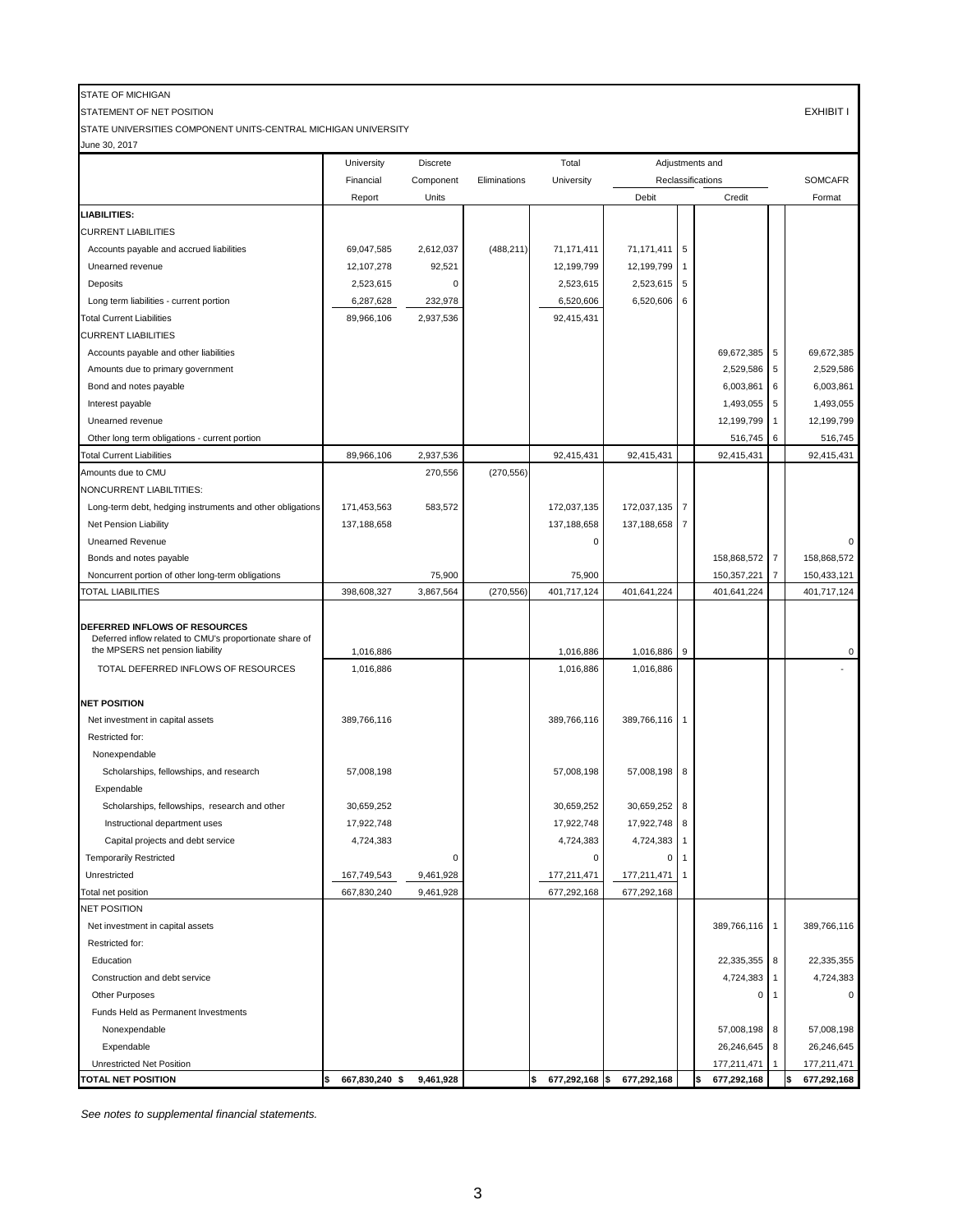STATE OF MICHIGAN

STATEMENT OF NET POSITION

EXHIBIT I

STATE UNIVERSITIES COMPONENT UNITS-CENTRAL MICHIGAN UNIVERSITY

June 30, 2017

| | University Financial Report | Discrete Component Units | Eliminations | Total University | Adjustments and Reclassifications Debit | | Credit | | SOMCAFR Format |
|---|---|---|---|---|---|---|---|---|---|
| **LIABILITIES:** | | | | | | | | | |
| CURRENT LIABILITIES | | | | | | | | | |
| Accounts payable and accrued liabilities | 69,047,585 | 2,612,037 | (488,211) | 71,171,411 | 71,171,411 | 5 | | | |
| Unearned revenue | 12,107,278 | 92,521 | | 12,199,799 | 12,199,799 | 1 | | | |
| Deposits | 2,523,615 | 0 | | 2,523,615 | 2,523,615 | 5 | | | |
| Long term liabilities - current portion | 6,287,628 | 232,978 | | 6,520,606 | 6,520,606 | 6 | | | |
| Total Current Liabilities | 89,966,106 | 2,937,536 | | 92,415,431 | | | | | |
| CURRENT LIABILITIES | | | | | | | | | |
| Accounts payable and other liabilities | | | | | | | 69,672,385 | 5 | 69,672,385 |
| Amounts due to primary government | | | | | | | 2,529,586 | 5 | 2,529,586 |
| Bond and notes payable | | | | | | | 6,003,861 | 6 | 6,003,861 |
| Interest payable | | | | | | | 1,493,055 | 5 | 1,493,055 |
| Unearned revenue | | | | | | | 12,199,799 | 1 | 12,199,799 |
| Other long term obligations - current portion | | | | | | | 516,745 | 6 | 516,745 |
| Total Current Liabilities | 89,966,106 | 2,937,536 | | 92,415,431 | 92,415,431 | | 92,415,431 | | 92,415,431 |
| Amounts due to CMU | | 270,556 | (270,556) | | | | | | |
| NONCURRENT LIABILTITIES: | | | | | | | | | |
| Long-term debt, hedging instruments and other obligations | 171,453,563 | 583,572 | | 172,037,135 | 172,037,135 | 7 | | | |
| Net Pension Liability | 137,188,658 | | | 137,188,658 | 137,188,658 | 7 | | | |
| Unearned Revenue | | | | 0 | | | | | 0 |
| Bonds and notes payable | | | | | | | 158,868,572 | 7 | 158,868,572 |
| Noncurrent portion of other long-term obligations | | 75,900 | | 75,900 | | | 150,357,221 | 7 | 150,433,121 |
| TOTAL LIABILITIES | 398,608,327 | 3,867,564 | (270,556) | 401,717,124 | 401,641,224 | | 401,641,224 | | 401,717,124 |
| **DEFERRED INFLOWS OF RESOURCES** | | | | | | | | | |
| Deferred inflow related to CMU's proportionate share of the MPSERS net pension liability | 1,016,886 | | | 1,016,886 | 1,016,886 | 9 | | | 0 |
| TOTAL DEFERRED INFLOWS OF RESOURCES | 1,016,886 | | | 1,016,886 | 1,016,886 | | | | - |
| **NET POSITION** | | | | | | | | | |
| Net investment in capital assets | 389,766,116 | | | 389,766,116 | 389,766,116 | 1 | | | |
| Restricted for: | | | | | | | | | |
| Nonexpendable | | | | | | | | | |
| Scholarships, fellowships, and research | 57,008,198 | | | 57,008,198 | 57,008,198 | 8 | | | |
| Expendable | | | | | | | | | |
| Scholarships, fellowships, research and other | 30,659,252 | | | 30,659,252 | 30,659,252 | 8 | | | |
| Instructional department uses | 17,922,748 | | | 17,922,748 | 17,922,748 | 8 | | | |
| Capital projects and debt service | 4,724,383 | | | 4,724,383 | 4,724,383 | 1 | | | |
| Temporarily Restricted | | 0 | | 0 | 0 | 1 | | | |
| Unrestricted | 167,749,543 | 9,461,928 | | 177,211,471 | 177,211,471 | 1 | | | |
| Total net position | 667,830,240 | 9,461,928 | | 677,292,168 | 677,292,168 | | | | |
| NET POSITION | | | | | | | | | |
| Net investment in capital assets | | | | | | | 389,766,116 | 1 | 389,766,116 |
| Restricted for: | | | | | | | | | |
| Education | | | | | | | 22,335,355 | 8 | 22,335,355 |
| Construction and debt service | | | | | | | 4,724,383 | 1 | 4,724,383 |
| Other Purposes | | | | | | | 0 | 1 | 0 |
| Funds Held as Permanent Investments | | | | | | | | | |
| Nonexpendable | | | | | | | 57,008,198 | 8 | 57,008,198 |
| Expendable | | | | | | | 26,246,645 | 8 | 26,246,645 |
| Unrestricted Net Position | | | | | | | 177,211,471 | 1 | 177,211,471 |
| **TOTAL NET POSITION** | $ 667,830,240 | $ 9,461,928 | | $ 677,292,168 | $ 677,292,168 | | $ 677,292,168 | | $ 677,292,168 |

*See notes to supplemental financial statements.*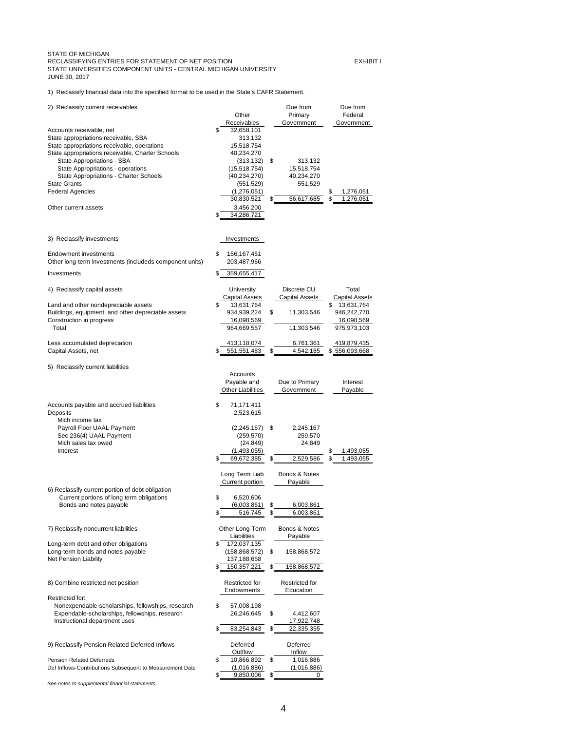STATE OF MICHIGAN
RECLASSIFYING ENTRIES FOR STATEMENT OF NET POSITION
STATE UNIVERSITIES COMPONENT UNITS - CENTRAL MICHIGAN UNIVERSITY
JUNE 30, 2017

EXHIBIT I

1) Reclassify financial data into the specified format to be used in the State's CAFR Statement.

| 2) Reclassify current receivables | Other Receivables | Due from Primary Government | Due from Federal Government |
|---|---|---|---|
| Accounts receivable, net | $ 32,658,101 | | |
| State appropriations receivable, SBA | 313,132 | | |
| State appropriations receivable, operations | 15,518,754 | | |
| State appropriations receivable, Charter Schools | 40,234,270 | | |
| State Appropriations - SBA | (313,132) | $ 313,132 | |
| State Appropriations - operations | (15,518,754) | 15,518,754 | |
| State Appropriations - Charter Schools | (40,234,270) | 40,234,270 | |
| State Grants | (551,529) | 551,529 | |
| Federal Agencies | (1,276,051) | | $ 1,276,051 |
| | 30,830,521 | $ 56,617,685 | $ 1,276,051 |
| Other current assets | 3,456,200 | | |
| | $ 34,286,721 | | |

| 3) Reclassify investments | Investments |
|---|---|
| Endowment investments | $ 156,167,451 |
| Other long-term investments (includeds component units) | 203,487,966 |
| Investments | $ 359,655,417 |

| 4) Reclassify capital assets | University Capital Assets | Discrete CU Capital Assets | Total Capital Assets |
|---|---|---|---|
| Land and other nondepreciable assets | $ 13,631,764 | | $ 13,631,764 |
| Buildings, equipment, and other depreciable assets | 934,939,224 | $ 11,303,546 | 946,242,770 |
| Construction in progress | 16,098,569 | | 16,098,569 |
| Total | 964,669,557 | 11,303,546 | 975,973,103 |
| Less accumulated depreciation | 413,118,074 | 6,761,361 | 419,879,435 |
| Capital Assets, net | $ 551,551,483 | $ 4,542,185 | $ 556,093,668 |

| 5) Reclassify current liabilities | Accounts Payable and Other Liabilities | Due to Primary Government | Interest Payable |
|---|---|---|---|
| Accounts payable and accrued liabilities | $ 71,171,411 | | |
| Deposits | 2,523,615 | | |
| Mich income tax | | | |
| Payroll Floor UAAL Payment | (2,245,167) | $ 2,245,167 | |
| Sec 236(4) UAAL Payment | (259,570) | 259,570 | |
| Mich sales tax owed | (24,849) | 24,849 | |
| Interest | (1,493,055) | | $ 1,493,055 |
| | $ 69,672,385 | $ 2,529,586 | $ 1,493,055 |

| 6) Reclassify current portion of debt obligation | Long Term Liab Current portion | Bonds & Notes Payable |
|---|---|---|
| Current portions of long term obligations | $ 6,520,606 | |
| Bonds and notes payable | (6,003,861) | $ 6,003,861 |
| | $ 516,745 | $ 6,003,861 |

| 7) Reclassify noncurrent liabilities | Other Long-Term Liabilities | Bonds & Notes Payable |
|---|---|---|
| Long-term debt and other obligations | $ 172,037,135 | |
| Long-term bonds and notes payable | (158,868,572) | $ 158,868,572 |
| Net Pension Liability | 137,188,658 | |
| | $ 150,357,221 | $ 158,868,572 |

| 8) Combine restricted net position | Restricted for Endowments | Restricted for Education |
|---|---|---|
| Restricted for: | | |
| Nonexpendable-scholarships, fellowships, research | $ 57,008,198 | |
| Expendable-scholarships, fellowships, research | 26,246,645 | $ 4,412,607 |
| Instructional department uses | | 17,922,748 |
| | $ 83,254,843 | $ 22,335,355 |

| 9) Reclassify Pension Related Deferred Inflows | Deferred Outflow | Deferred Inflow |
|---|---|---|
| Pension Related Deferreds | $ 10,866,892 | $ 1,016,886 |
| Def Inflows-Contributions Subsequent to Measurement Date | (1,016,886) | (1,016,886) |
| | $ 9,850,006 | $ 0 |

*See notes to supplemental financial statements.*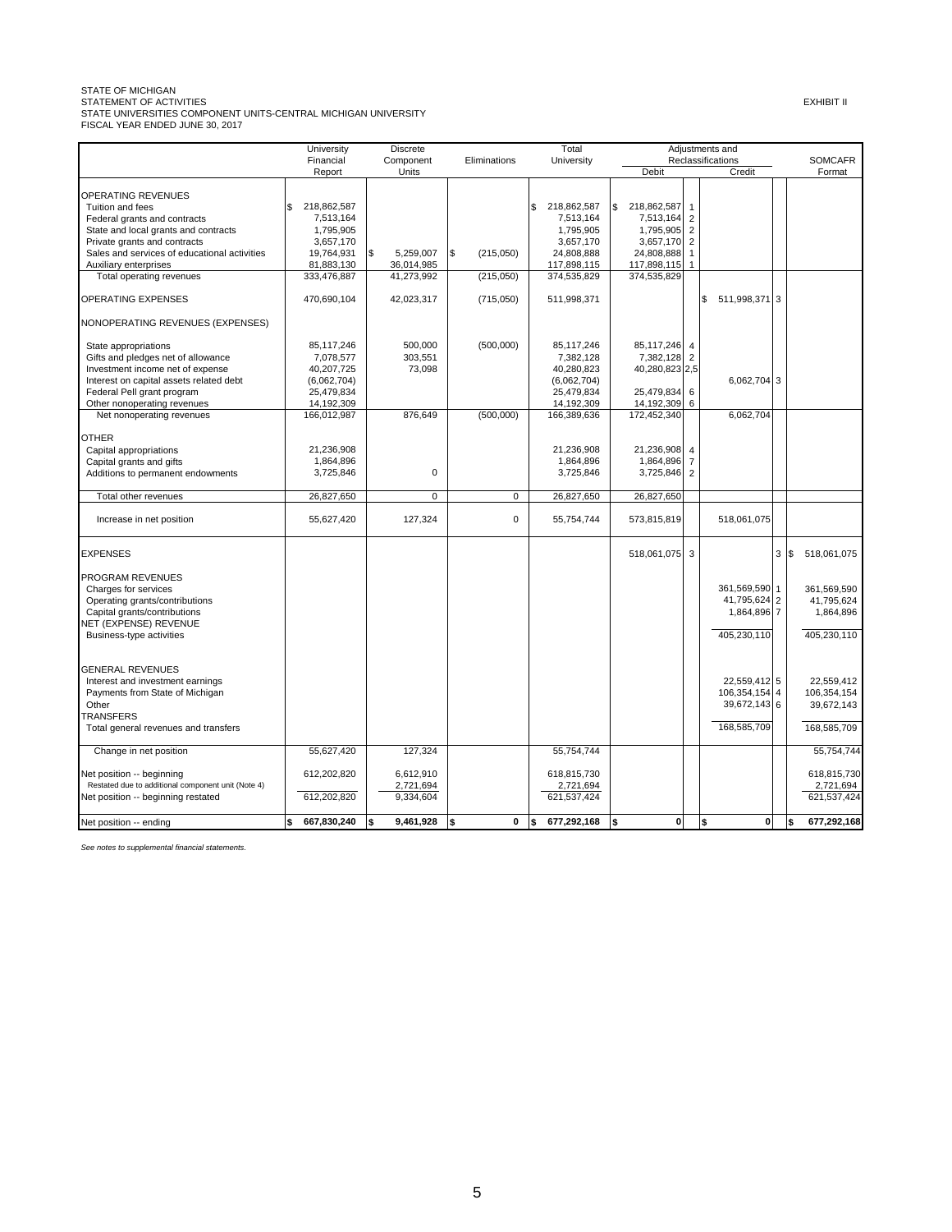STATE OF MICHIGAN
STATEMENT OF ACTIVITIES
STATE UNIVERSITIES COMPONENT UNITS-CENTRAL MICHIGAN UNIVERSITY
FISCAL YEAR ENDED JUNE 30, 2017

EXHIBIT II

| | University Financial Report | Discrete Component Units | Eliminations | Total University | Adjustments and Reclassifications Debit | | Adjustments and Reclassifications Credit | | SOMCAFR Format |
|---|---|---|---|---|---|---|---|---|---|
| OPERATING REVENUES | | | | | | | | | |
| Tuition and fees | $ 218,862,587 | | | $ 218,862,587 | $ 218,862,587 | 1 | | | |
| Federal grants and contracts | 7,513,164 | | | 7,513,164 | 7,513,164 | 2 | | | |
| State and local grants and contracts | 1,795,905 | | | 1,795,905 | 1,795,905 | 2 | | | |
| Private grants and contracts | 3,657,170 | | | 3,657,170 | 3,657,170 | 2 | | | |
| Sales and services of educational activities | 19,764,931 | $ 5,259,007 | $ (215,050) | 24,808,888 | 24,808,888 | 1 | | | |
| Auxiliary enterprises | 81,883,130 | 36,014,985 | | 117,898,115 | 117,898,115 | 1 | | | |
| Total operating revenues | 333,476,887 | 41,273,992 | (215,050) | 374,535,829 | 374,535,829 | | | | |
| OPERATING EXPENSES | 470,690,104 | 42,023,317 | (715,050) | 511,998,371 | | | $ 511,998,371 | 3 | |
| NONOPERATING REVENUES (EXPENSES) | | | | | | | | | |
| State appropriations | 85,117,246 | 500,000 | (500,000) | 85,117,246 | 85,117,246 | 4 | | | |
| Gifts and pledges net of allowance | 7,078,577 | 303,551 | | 7,382,128 | 7,382,128 | 2 | | | |
| Investment income net of expense | 40,207,725 | 73,098 | | 40,280,823 | 40,280,823 | 2,5 | | | |
| Interest on capital assets related debt | (6,062,704) | | | (6,062,704) | | | 6,062,704 | 3 | |
| Federal Pell grant program | 25,479,834 | | | 25,479,834 | 25,479,834 | 6 | | | |
| Other nonoperating revenues | 14,192,309 | | | 14,192,309 | 14,192,309 | 6 | | | |
| Net nonoperating revenues | 166,012,987 | 876,649 | (500,000) | 166,389,636 | 172,452,340 | | 6,062,704 | | |
| OTHER | | | | | | | | | |
| Capital appropriations | 21,236,908 | | | 21,236,908 | 21,236,908 | 4 | | | |
| Capital grants and gifts | 1,864,896 | | | 1,864,896 | 1,864,896 | 7 | | | |
| Additions to permanent endowments | 3,725,846 | 0 | | 3,725,846 | 3,725,846 | 2 | | | |
| Total other revenues | 26,827,650 | 0 | 0 | 26,827,650 | 26,827,650 | | | | |
| Increase in net position | 55,627,420 | 127,324 | 0 | 55,754,744 | 573,815,819 | | 518,061,075 | | |
| EXPENSES | | | | | 518,061,075 | 3 | | 3 | $ 518,061,075 |
| PROGRAM REVENUES | | | | | | | | | |
| Charges for services | | | | | | | 361,569,590 | 1 | 361,569,590 |
| Operating grants/contributions | | | | | | | 41,795,624 | 2 | 41,795,624 |
| Capital grants/contributions | | | | | | | 1,864,896 | 7 | 1,864,896 |
| NET (EXPENSE) REVENUE | | | | | | | | | |
| Business-type activities | | | | | | | 405,230,110 | | 405,230,110 |
| GENERAL REVENUES | | | | | | | | | |
| Interest and investment earnings | | | | | | | 22,559,412 | 5 | 22,559,412 |
| Payments from State of Michigan | | | | | | | 106,354,154 | 4 | 106,354,154 |
| Other | | | | | | | 39,672,143 | 6 | 39,672,143 |
| TRANSFERS | | | | | | | | | |
| Total general revenues and transfers | | | | | | | 168,585,709 | | 168,585,709 |
| Change in net position | 55,627,420 | 127,324 | | 55,754,744 | | | | | 55,754,744 |
| Net position -- beginning | 612,202,820 | 6,612,910 | | 618,815,730 | | | | | 618,815,730 |
| Restated due to additional component unit (Note 4) | | 2,721,694 | | 2,721,694 | | | | | 2,721,694 |
| Net position -- beginning restated | 612,202,820 | 9,334,604 | | 621,537,424 | | | | | 621,537,424 |
| Net position -- ending | $ 667,830,240 | $ 9,461,928 | $ 0 | $ 677,292,168 | $ 0 | | $ 0 | | $ 677,292,168 |

*See notes to supplemental financial statements.*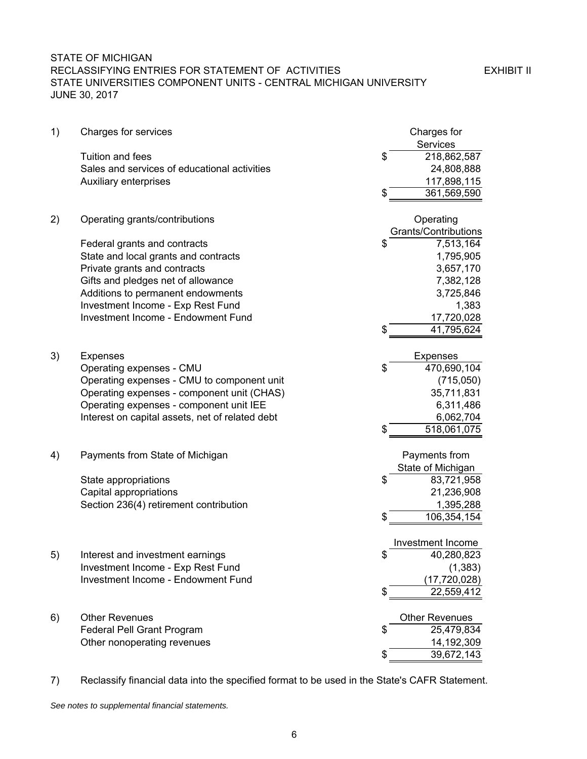STATE OF MICHIGAN
RECLASSIFYING ENTRIES FOR STATEMENT OF ACTIVITIES — EXHIBIT II
STATE UNIVERSITIES COMPONENT UNITS - CENTRAL MICHIGAN UNIVERSITY
JUNE 30, 2017

1) Charges for services

| | Charges for Services |
|---|---|
| Tuition and fees | $ 218,862,587 |
| Sales and services of educational activities | 24,808,888 |
| Auxiliary enterprises | 117,898,115 |
| | $ 361,569,590 |

2) Operating grants/contributions

| | Operating Grants/Contributions |
|---|---|
| Federal grants and contracts | $ 7,513,164 |
| State and local grants and contracts | 1,795,905 |
| Private grants and contracts | 3,657,170 |
| Gifts and pledges net of allowance | 7,382,128 |
| Additions to permanent endowments | 3,725,846 |
| Investment Income - Exp Rest Fund | 1,383 |
| Investment Income - Endowment Fund | 17,720,028 |
| | $ 41,795,624 |

3) Expenses

| | Expenses |
|---|---|
| Operating expenses - CMU | $ 470,690,104 |
| Operating expenses - CMU to component unit | (715,050) |
| Operating expenses - component unit (CHAS) | 35,711,831 |
| Operating expenses - component unit IEE | 6,311,486 |
| Interest on capital assets, net of related debt | 6,062,704 |
| | $ 518,061,075 |

4) Payments from State of Michigan

| | Payments from State of Michigan |
|---|---|
| State appropriations | $ 83,721,958 |
| Capital appropriations | 21,236,908 |
| Section 236(4) retirement contribution | 1,395,288 |
| | $ 106,354,154 |

5)

| | Investment Income |
|---|---|
| Interest and investment earnings | $ 40,280,823 |
| Investment Income - Exp Rest Fund | (1,383) |
| Investment Income - Endowment Fund | (17,720,028) |
| | $ 22,559,412 |

6) Other Revenues

| | Other Revenues |
|---|---|
| Federal Pell Grant Program | $ 25,479,834 |
| Other nonoperating revenues | 14,192,309 |
| | $ 39,672,143 |

7) Reclassify financial data into the specified format to be used in the State's CAFR Statement.

*See notes to supplemental financial statements.*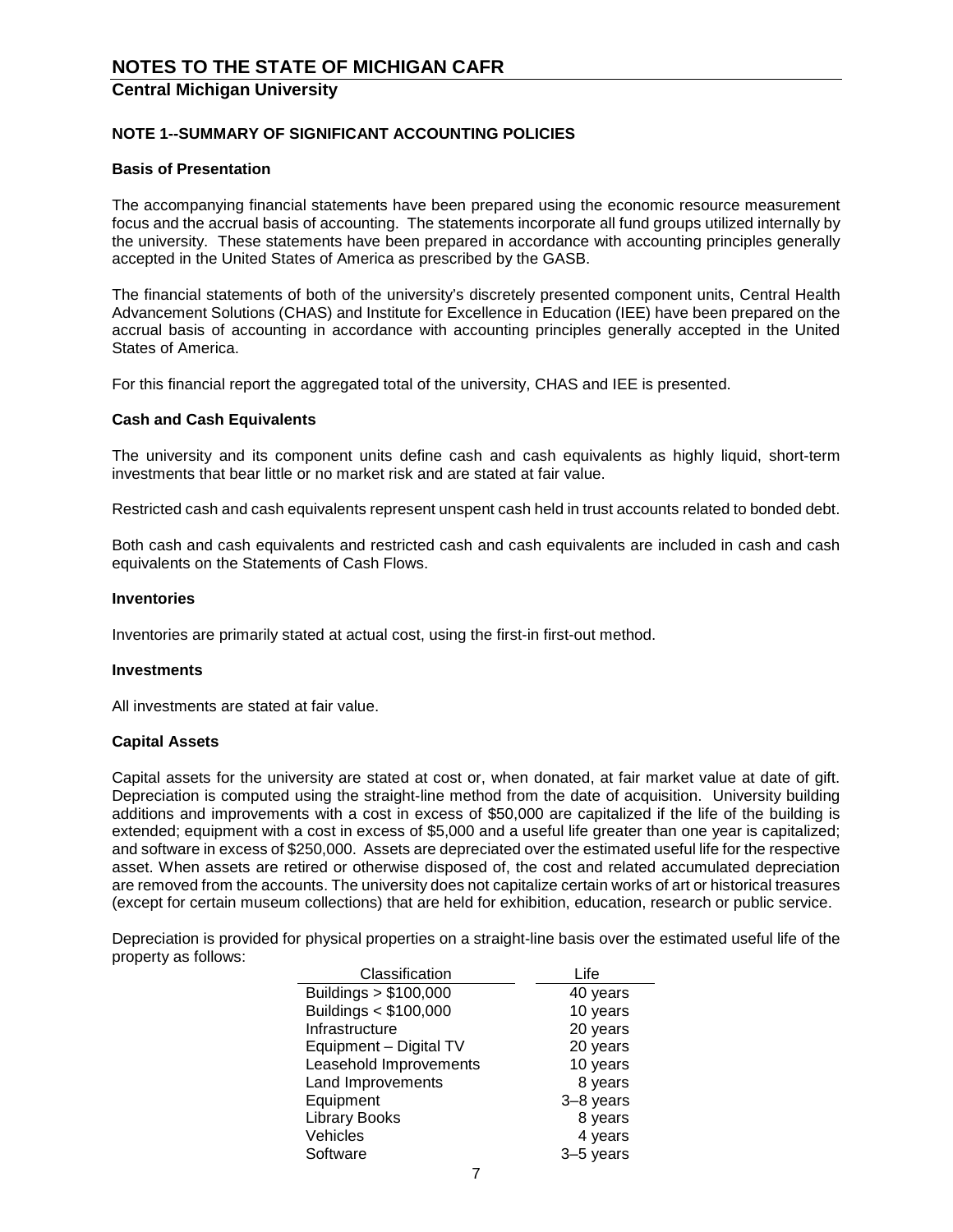# NOTES TO THE STATE OF MICHIGAN CAFR

## Central Michigan University

### NOTE 1--SUMMARY OF SIGNIFICANT ACCOUNTING POLICIES

#### Basis of Presentation

The accompanying financial statements have been prepared using the economic resource measurement focus and the accrual basis of accounting. The statements incorporate all fund groups utilized internally by the university. These statements have been prepared in accordance with accounting principles generally accepted in the United States of America as prescribed by the GASB.

The financial statements of both of the university's discretely presented component units, Central Health Advancement Solutions (CHAS) and Institute for Excellence in Education (IEE) have been prepared on the accrual basis of accounting in accordance with accounting principles generally accepted in the United States of America.

For this financial report the aggregated total of the university, CHAS and IEE is presented.

#### Cash and Cash Equivalents

The university and its component units define cash and cash equivalents as highly liquid, short-term investments that bear little or no market risk and are stated at fair value.

Restricted cash and cash equivalents represent unspent cash held in trust accounts related to bonded debt.

Both cash and cash equivalents and restricted cash and cash equivalents are included in cash and cash equivalents on the Statements of Cash Flows.

#### Inventories

Inventories are primarily stated at actual cost, using the first-in first-out method.

#### Investments

All investments are stated at fair value.

#### Capital Assets

Capital assets for the university are stated at cost or, when donated, at fair market value at date of gift. Depreciation is computed using the straight-line method from the date of acquisition. University building additions and improvements with a cost in excess of $50,000 are capitalized if the life of the building is extended; equipment with a cost in excess of $5,000 and a useful life greater than one year is capitalized; and software in excess of $250,000. Assets are depreciated over the estimated useful life for the respective asset. When assets are retired or otherwise disposed of, the cost and related accumulated depreciation are removed from the accounts. The university does not capitalize certain works of art or historical treasures (except for certain museum collections) that are held for exhibition, education, research or public service.

Depreciation is provided for physical properties on a straight-line basis over the estimated useful life of the property as follows:

| Classification | Life |
|---|---|
| Buildings > $100,000 | 40 years |
| Buildings < $100,000 | 10 years |
| Infrastructure | 20 years |
| Equipment – Digital TV | 20 years |
| Leasehold Improvements | 10 years |
| Land Improvements | 8 years |
| Equipment | 3–8 years |
| Library Books | 8 years |
| Vehicles | 4 years |
| Software | 3–5 years |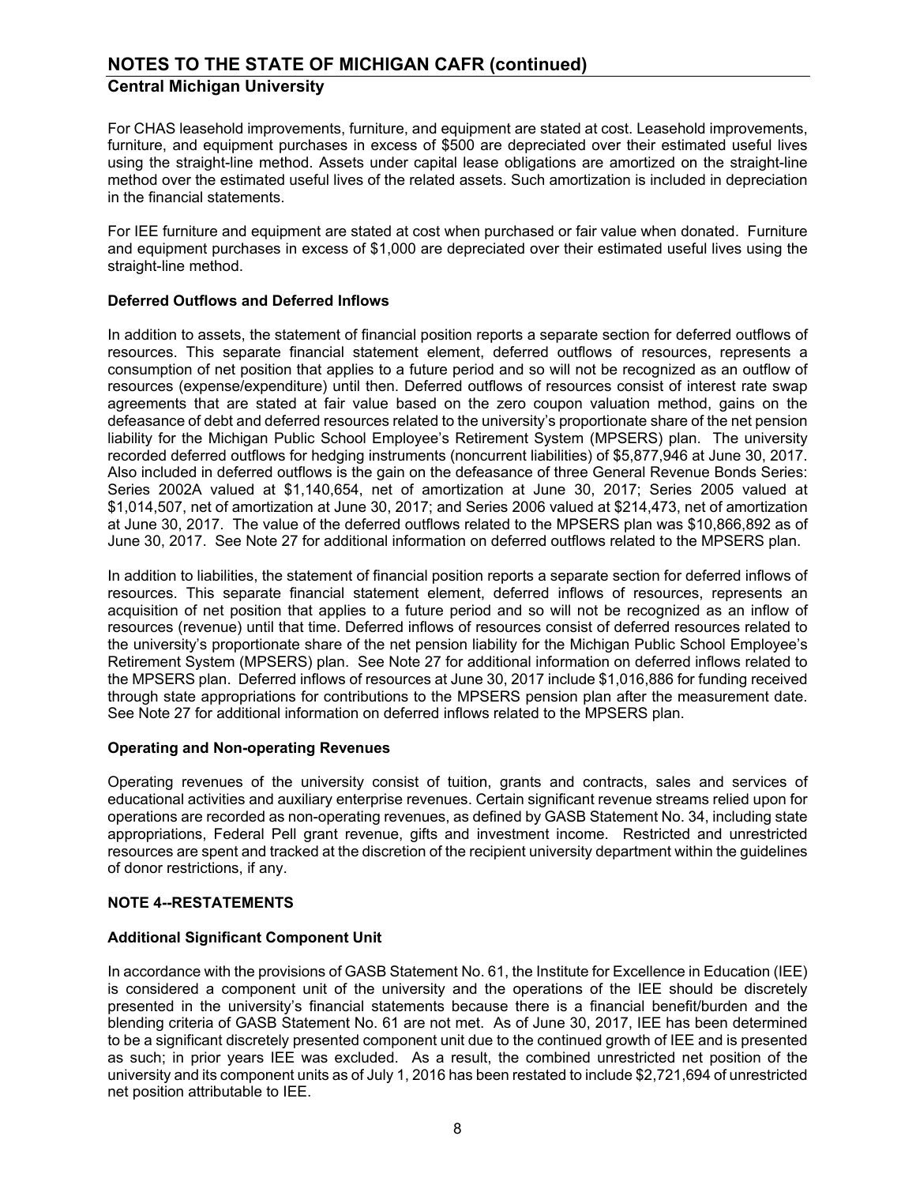For CHAS leasehold improvements, furniture, and equipment are stated at cost. Leasehold improvements, furniture, and equipment purchases in excess of $500 are depreciated over their estimated useful lives using the straight-line method. Assets under capital lease obligations are amortized on the straight-line method over the estimated useful lives of the related assets. Such amortization is included in depreciation in the financial statements.

For IEE furniture and equipment are stated at cost when purchased or fair value when donated. Furniture and equipment purchases in excess of $1,000 are depreciated over their estimated useful lives using the straight-line method.

**Deferred Outflows and Deferred Inflows**

In addition to assets, the statement of financial position reports a separate section for deferred outflows of resources. This separate financial statement element, deferred outflows of resources, represents a consumption of net position that applies to a future period and so will not be recognized as an outflow of resources (expense/expenditure) until then. Deferred outflows of resources consist of interest rate swap agreements that are stated at fair value based on the zero coupon valuation method, gains on the defeasance of debt and deferred resources related to the university's proportionate share of the net pension liability for the Michigan Public School Employee's Retirement System (MPSERS) plan. The university recorded deferred outflows for hedging instruments (noncurrent liabilities) of $5,877,946 at June 30, 2017. Also included in deferred outflows is the gain on the defeasance of three General Revenue Bonds Series: Series 2002A valued at $1,140,654, net of amortization at June 30, 2017; Series 2005 valued at $1,014,507, net of amortization at June 30, 2017; and Series 2006 valued at $214,473, net of amortization at June 30, 2017. The value of the deferred outflows related to the MPSERS plan was $10,866,892 as of June 30, 2017. See Note 27 for additional information on deferred outflows related to the MPSERS plan.

In addition to liabilities, the statement of financial position reports a separate section for deferred inflows of resources. This separate financial statement element, deferred inflows of resources, represents an acquisition of net position that applies to a future period and so will not be recognized as an inflow of resources (revenue) until that time. Deferred inflows of resources consist of deferred resources related to the university's proportionate share of the net pension liability for the Michigan Public School Employee's Retirement System (MPSERS) plan. See Note 27 for additional information on deferred inflows related to the MPSERS plan. Deferred inflows of resources at June 30, 2017 include $1,016,886 for funding received through state appropriations for contributions to the MPSERS pension plan after the measurement date. See Note 27 for additional information on deferred inflows related to the MPSERS plan.

**Operating and Non-operating Revenues**

Operating revenues of the university consist of tuition, grants and contracts, sales and services of educational activities and auxiliary enterprise revenues. Certain significant revenue streams relied upon for operations are recorded as non-operating revenues, as defined by GASB Statement No. 34, including state appropriations, Federal Pell grant revenue, gifts and investment income. Restricted and unrestricted resources are spent and tracked at the discretion of the recipient university department within the guidelines of donor restrictions, if any.

## NOTE 4--RESTATEMENTS

**Additional Significant Component Unit**

In accordance with the provisions of GASB Statement No. 61, the Institute for Excellence in Education (IEE) is considered a component unit of the university and the operations of the IEE should be discretely presented in the university's financial statements because there is a financial benefit/burden and the blending criteria of GASB Statement No. 61 are not met. As of June 30, 2017, IEE has been determined to be a significant discretely presented component unit due to the continued growth of IEE and is presented as such; in prior years IEE was excluded. As a result, the combined unrestricted net position of the university and its component units as of July 1, 2016 has been restated to include $2,721,694 of unrestricted net position attributable to IEE.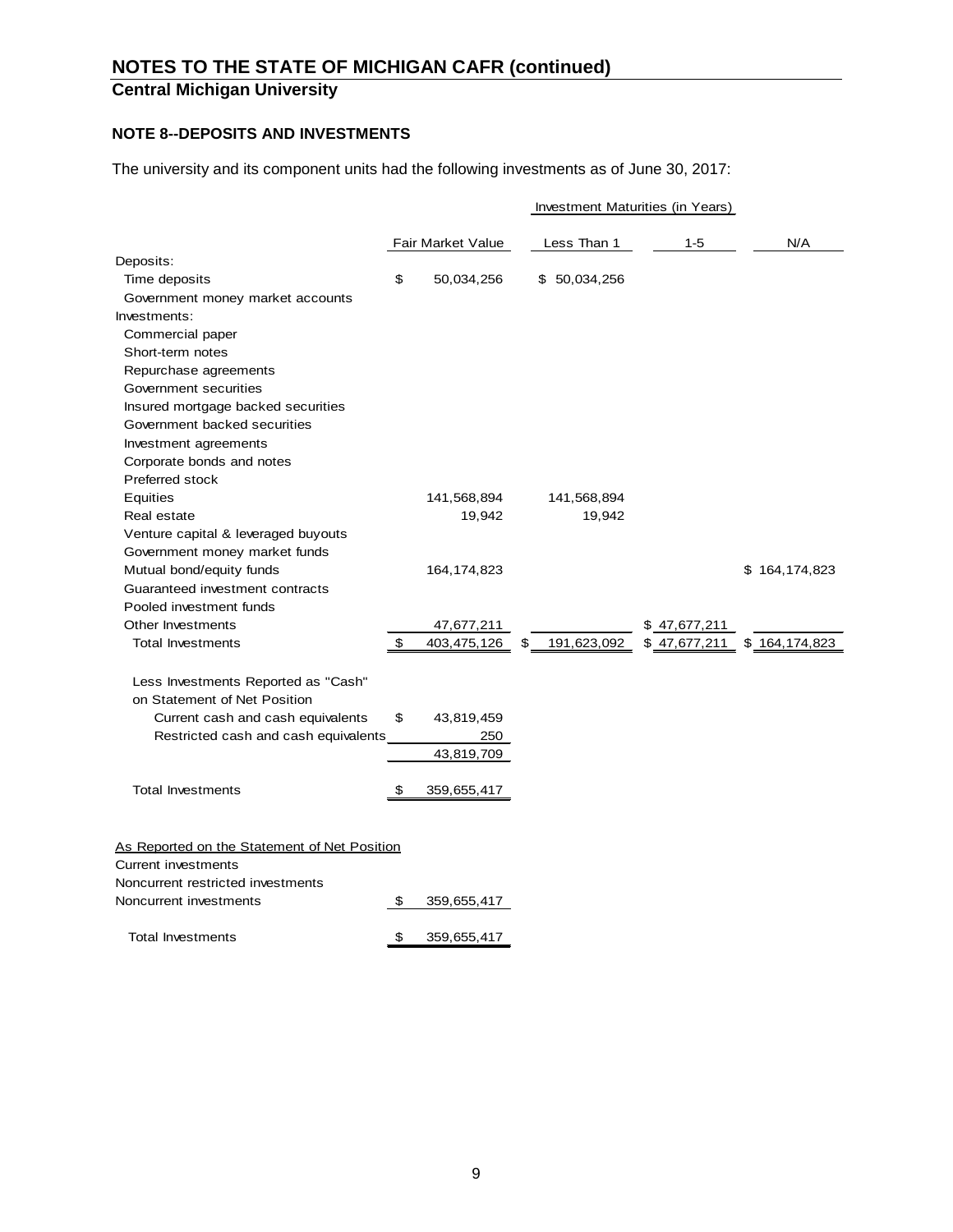# NOTES TO THE STATE OF MICHIGAN CAFR (continued)

## Central Michigan University

### NOTE 8--DEPOSITS AND INVESTMENTS

The university and its component units had the following investments as of June 30, 2017:

| | Fair Market Value | Investment Maturities (in Years) | | |
|---|---|---|---|---|
| | | Less Than 1 | 1-5 | N/A |
| Deposits: | | | | |
| Time deposits | $ 50,034,256 | $ 50,034,256 | | |
| Government money market accounts | | | | |
| Investments: | | | | |
| Commercial paper | | | | |
| Short-term notes | | | | |
| Repurchase agreements | | | | |
| Government securities | | | | |
| Insured mortgage backed securities | | | | |
| Government backed securities | | | | |
| Investment agreements | | | | |
| Corporate bonds and notes | | | | |
| Preferred stock | | | | |
| Equities | 141,568,894 | 141,568,894 | | |
| Real estate | 19,942 | 19,942 | | |
| Venture capital & leveraged buyouts | | | | |
| Government money market funds | | | | |
| Mutual bond/equity funds | 164,174,823 | | | $ 164,174,823 |
| Guaranteed investment contracts | | | | |
| Pooled investment funds | | | | |
| Other Investments | 47,677,211 | | $ 47,677,211 | |
| Total Investments | $ 403,475,126 | $ 191,623,092 | $ 47,677,211 | $ 164,174,823 |
| | | | | |
| Less Investments Reported as "Cash" on Statement of Net Position | | | | |
| Current cash and cash equivalents | $ 43,819,459 | | | |
| Restricted cash and cash equivalents | 250 | | | |
| | 43,819,709 | | | |
| | | | | |
| Total Investments | $ 359,655,417 | | | |

| As Reported on the Statement of Net Position | |
|---|---|
| Current investments | |
| Noncurrent restricted investments | |
| Noncurrent investments | $ 359,655,417 |
| Total Investments | $ 359,655,417 |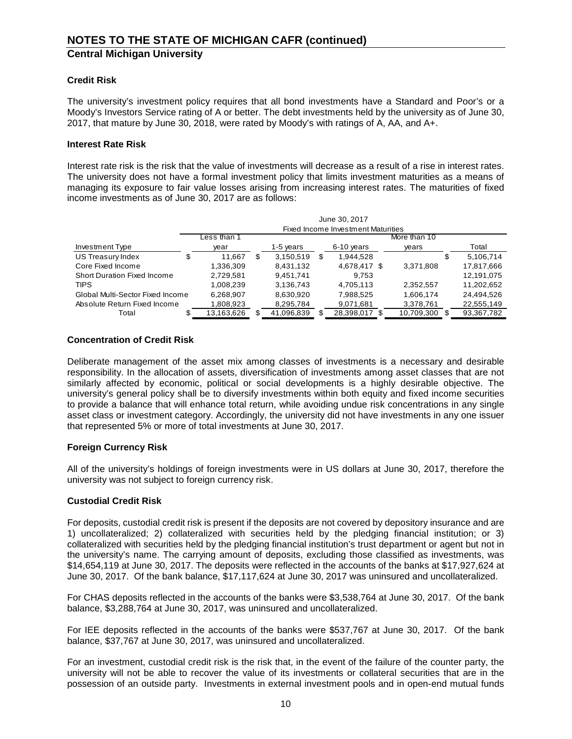## Credit Risk

The university's investment policy requires that all bond investments have a Standard and Poor's or a Moody's Investors Service rating of A or better. The debt investments held by the university as of June 30, 2017, that mature by June 30, 2018, were rated by Moody's with ratings of A, AA, and A+.

## Interest Rate Risk

Interest rate risk is the risk that the value of investments will decrease as a result of a rise in interest rates. The university does not have a formal investment policy that limits investment maturities as a means of managing its exposure to fair value losses arising from increasing interest rates. The maturities of fixed income investments as of June 30, 2017 are as follows:

| | June 30, 2017 Fixed Income Investment Maturities | | | | |
|---|---|---|---|---|---|
| Investment Type | Less than 1 year | 1-5 years | 6-10 years | More than 10 years | Total |
| US Treasury Index | $ 11,667 | $ 3,150,519 | $ 1,944,528 | | $ 5,106,714 |
| Core Fixed Income | 1,336,309 | 8,431,132 | 4,678,417 | $ 3,371,808 | 17,817,666 |
| Short Duration Fixed Income | 2,729,581 | 9,451,741 | 9,753 | | 12,191,075 |
| TIPS | 1,008,239 | 3,136,743 | 4,705,113 | 2,352,557 | 11,202,652 |
| Global Multi-Sector Fixed Income | 6,268,907 | 8,630,920 | 7,988,525 | 1,606,174 | 24,494,526 |
| Absolute Return Fixed Income | 1,808,923 | 8,295,784 | 9,071,681 | 3,378,761 | 22,555,149 |
| Total | $ 13,163,626 | $ 41,096,839 | $ 28,398,017 | $ 10,709,300 | $ 93,367,782 |

## Concentration of Credit Risk

Deliberate management of the asset mix among classes of investments is a necessary and desirable responsibility. In the allocation of assets, diversification of investments among asset classes that are not similarly affected by economic, political or social developments is a highly desirable objective. The university's general policy shall be to diversify investments within both equity and fixed income securities to provide a balance that will enhance total return, while avoiding undue risk concentrations in any single asset class or investment category. Accordingly, the university did not have investments in any one issuer that represented 5% or more of total investments at June 30, 2017.

## Foreign Currency Risk

All of the university's holdings of foreign investments were in US dollars at June 30, 2017, therefore the university was not subject to foreign currency risk.

## Custodial Credit Risk

For deposits, custodial credit risk is present if the deposits are not covered by depository insurance and are 1) uncollateralized; 2) collateralized with securities held by the pledging financial institution; or 3) collateralized with securities held by the pledging financial institution's trust department or agent but not in the university's name. The carrying amount of deposits, excluding those classified as investments, was $14,654,119 at June 30, 2017. The deposits were reflected in the accounts of the banks at $17,927,624 at June 30, 2017. Of the bank balance, $17,117,624 at June 30, 2017 was uninsured and uncollateralized.

For CHAS deposits reflected in the accounts of the banks were $3,538,764 at June 30, 2017. Of the bank balance, $3,288,764 at June 30, 2017, was uninsured and uncollateralized.

For IEE deposits reflected in the accounts of the banks were $537,767 at June 30, 2017. Of the bank balance, $37,767 at June 30, 2017, was uninsured and uncollateralized.

For an investment, custodial credit risk is the risk that, in the event of the failure of the counter party, the university will not be able to recover the value of its investments or collateral securities that are in the possession of an outside party. Investments in external investment pools and in open-end mutual funds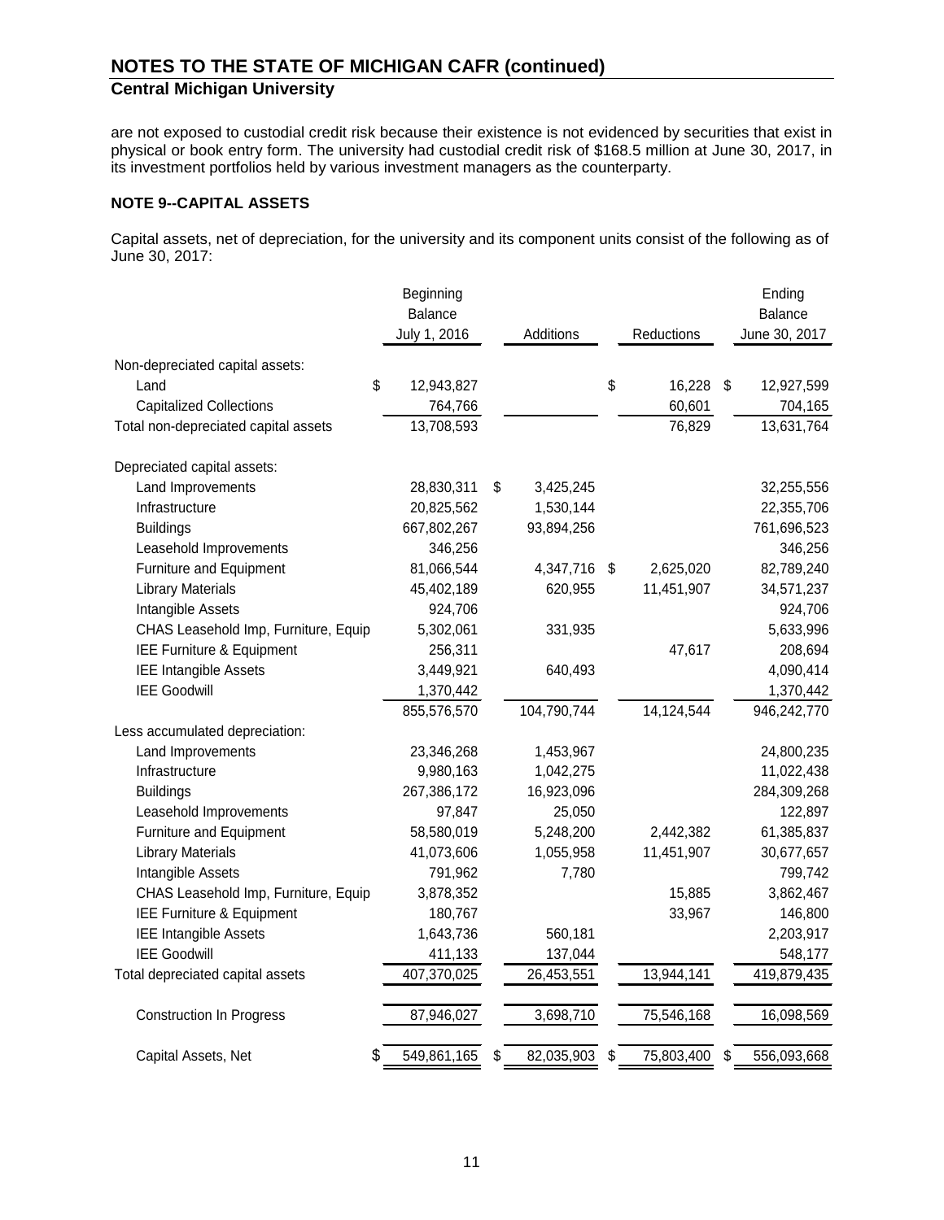are not exposed to custodial credit risk because their existence is not evidenced by securities that exist in physical or book entry form. The university had custodial credit risk of $168.5 million at June 30, 2017, in its investment portfolios held by various investment managers as the counterparty.

**NOTE 9--CAPITAL ASSETS**

Capital assets, net of depreciation, for the university and its component units consist of the following as of June 30, 2017:

| | Beginning Balance July 1, 2016 | Additions | Reductions | Ending Balance June 30, 2017 |
|---|---|---|---|---|
| Non-depreciated capital assets: | | | | |
| Land | $ 12,943,827 | | $ 16,228 | $ 12,927,599 |
| Capitalized Collections | 764,766 | | 60,601 | 704,165 |
| Total non-depreciated capital assets | 13,708,593 | | 76,829 | 13,631,764 |
| Depreciated capital assets: | | | | |
| Land Improvements | 28,830,311 | $ 3,425,245 | | 32,255,556 |
| Infrastructure | 20,825,562 | 1,530,144 | | 22,355,706 |
| Buildings | 667,802,267 | 93,894,256 | | 761,696,523 |
| Leasehold Improvements | 346,256 | | | 346,256 |
| Furniture and Equipment | 81,066,544 | 4,347,716 | $ 2,625,020 | 82,789,240 |
| Library Materials | 45,402,189 | 620,955 | 11,451,907 | 34,571,237 |
| Intangible Assets | 924,706 | | | 924,706 |
| CHAS Leasehold Imp, Furniture, Equip | 5,302,061 | 331,935 | | 5,633,996 |
| IEE Furniture & Equipment | 256,311 | | 47,617 | 208,694 |
| IEE Intangible Assets | 3,449,921 | 640,493 | | 4,090,414 |
| IEE Goodwill | 1,370,442 | | | 1,370,442 |
| | 855,576,570 | 104,790,744 | 14,124,544 | 946,242,770 |
| Less accumulated depreciation: | | | | |
| Land Improvements | 23,346,268 | 1,453,967 | | 24,800,235 |
| Infrastructure | 9,980,163 | 1,042,275 | | 11,022,438 |
| Buildings | 267,386,172 | 16,923,096 | | 284,309,268 |
| Leasehold Improvements | 97,847 | 25,050 | | 122,897 |
| Furniture and Equipment | 58,580,019 | 5,248,200 | 2,442,382 | 61,385,837 |
| Library Materials | 41,073,606 | 1,055,958 | 11,451,907 | 30,677,657 |
| Intangible Assets | 791,962 | 7,780 | | 799,742 |
| CHAS Leasehold Imp, Furniture, Equip | 3,878,352 | | 15,885 | 3,862,467 |
| IEE Furniture & Equipment | 180,767 | | 33,967 | 146,800 |
| IEE Intangible Assets | 1,643,736 | 560,181 | | 2,203,917 |
| IEE Goodwill | 411,133 | 137,044 | | 548,177 |
| Total depreciated capital assets | 407,370,025 | 26,453,551 | 13,944,141 | 419,879,435 |
| Construction In Progress | 87,946,027 | 3,698,710 | 75,546,168 | 16,098,569 |
| Capital Assets, Net | $ 549,861,165 | $ 82,035,903 | $ 75,803,400 | $ 556,093,668 |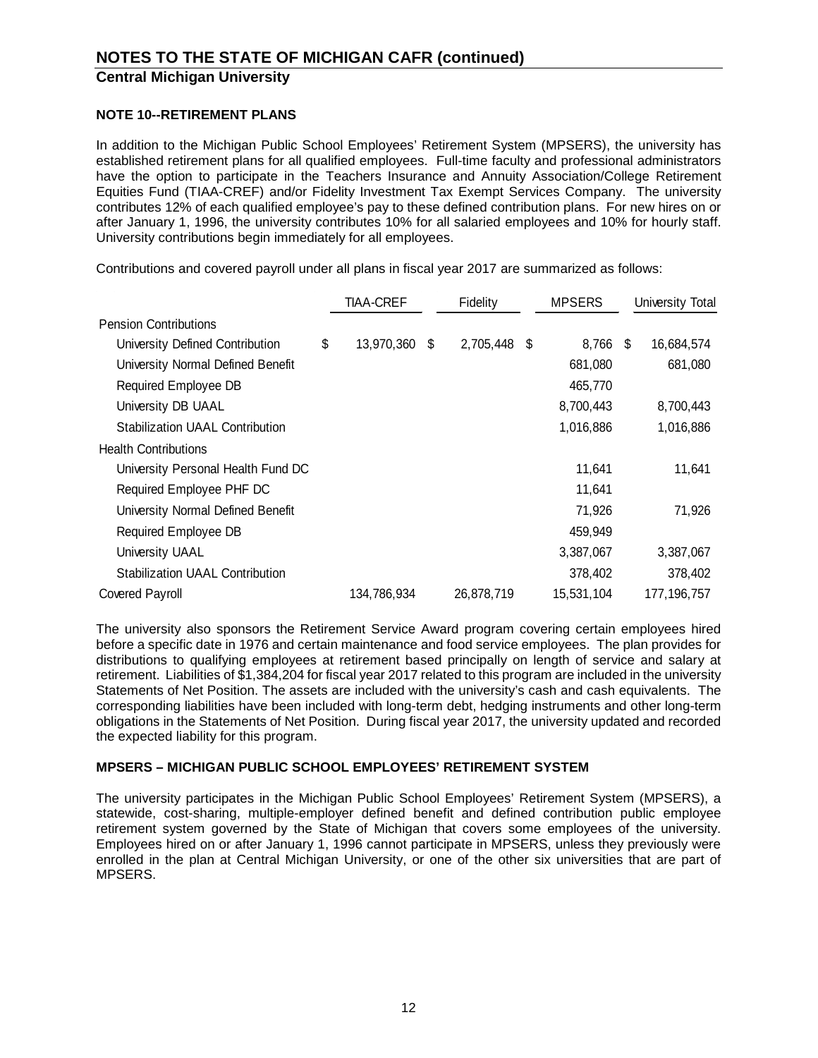## NOTES TO THE STATE OF MICHIGAN CAFR (continued)

### Central Michigan University

**NOTE 10--RETIREMENT PLANS**

In addition to the Michigan Public School Employees' Retirement System (MPSERS), the university has established retirement plans for all qualified employees. Full-time faculty and professional administrators have the option to participate in the Teachers Insurance and Annuity Association/College Retirement Equities Fund (TIAA-CREF) and/or Fidelity Investment Tax Exempt Services Company. The university contributes 12% of each qualified employee's pay to these defined contribution plans. For new hires on or after January 1, 1996, the university contributes 10% for all salaried employees and 10% for hourly staff. University contributions begin immediately for all employees.

Contributions and covered payroll under all plans in fiscal year 2017 are summarized as follows:

| | TIAA-CREF | Fidelity | MPSERS | University Total |
|---|---|---|---|---|
| Pension Contributions | | | | |
| University Defined Contribution | $ 13,970,360 | $ 2,705,448 | $ 8,766 | $ 16,684,574 |
| University Normal Defined Benefit | | | 681,080 | 681,080 |
| Required Employee DB | | | 465,770 | |
| University DB UAAL | | | 8,700,443 | 8,700,443 |
| Stabilization UAAL Contribution | | | 1,016,886 | 1,016,886 |
| Health Contributions | | | | |
| University Personal Health Fund DC | | | 11,641 | 11,641 |
| Required Employee PHF DC | | | 11,641 | |
| University Normal Defined Benefit | | | 71,926 | 71,926 |
| Required Employee DB | | | 459,949 | |
| University UAAL | | | 3,387,067 | 3,387,067 |
| Stabilization UAAL Contribution | | | 378,402 | 378,402 |
| Covered Payroll | 134,786,934 | 26,878,719 | 15,531,104 | 177,196,757 |

The university also sponsors the Retirement Service Award program covering certain employees hired before a specific date in 1976 and certain maintenance and food service employees. The plan provides for distributions to qualifying employees at retirement based principally on length of service and salary at retirement. Liabilities of $1,384,204 for fiscal year 2017 related to this program are included in the university Statements of Net Position. The assets are included with the university's cash and cash equivalents. The corresponding liabilities have been included with long-term debt, hedging instruments and other long-term obligations in the Statements of Net Position. During fiscal year 2017, the university updated and recorded the expected liability for this program.

**MPSERS – MICHIGAN PUBLIC SCHOOL EMPLOYEES' RETIREMENT SYSTEM**

The university participates in the Michigan Public School Employees' Retirement System (MPSERS), a statewide, cost-sharing, multiple-employer defined benefit and defined contribution public employee retirement system governed by the State of Michigan that covers some employees of the university. Employees hired on or after January 1, 1996 cannot participate in MPSERS, unless they previously were enrolled in the plan at Central Michigan University, or one of the other six universities that are part of MPSERS.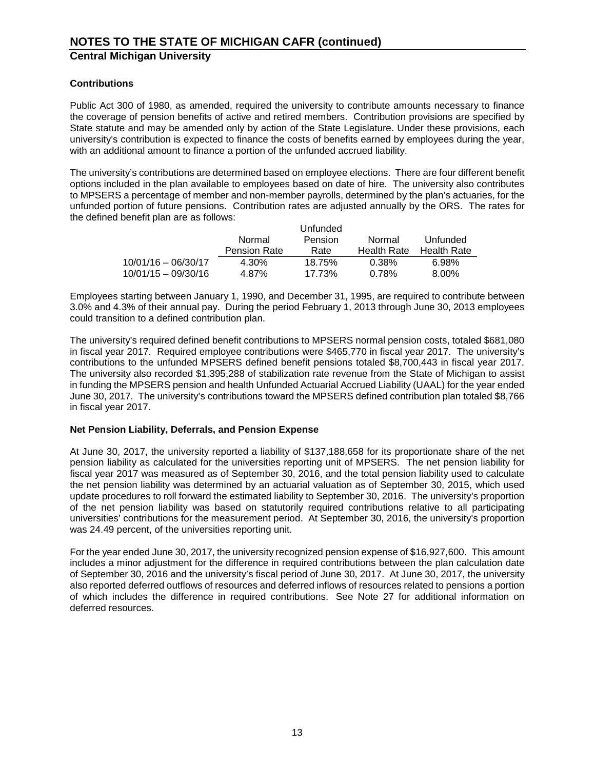# NOTES TO THE STATE OF MICHIGAN CAFR (continued)

## Central Michigan University

### Contributions

Public Act 300 of 1980, as amended, required the university to contribute amounts necessary to finance the coverage of pension benefits of active and retired members. Contribution provisions are specified by State statute and may be amended only by action of the State Legislature. Under these provisions, each university's contribution is expected to finance the costs of benefits earned by employees during the year, with an additional amount to finance a portion of the unfunded accrued liability.

The university's contributions are determined based on employee elections. There are four different benefit options included in the plan available to employees based on date of hire. The university also contributes to MPSERS a percentage of member and non-member payrolls, determined by the plan's actuaries, for the unfunded portion of future pensions. Contribution rates are adjusted annually by the ORS. The rates for the defined benefit plan are as follows:

| | Normal Pension Rate | Unfunded Pension Rate | Normal Health Rate | Unfunded Health Rate |
|---|---|---|---|---|
| 10/01/16 – 06/30/17 | 4.30% | 18.75% | 0.38% | 6.98% |
| 10/01/15 – 09/30/16 | 4.87% | 17.73% | 0.78% | 8.00% |

Employees starting between January 1, 1990, and December 31, 1995, are required to contribute between 3.0% and 4.3% of their annual pay. During the period February 1, 2013 through June 30, 2013 employees could transition to a defined contribution plan.

The university's required defined benefit contributions to MPSERS normal pension costs, totaled $681,080 in fiscal year 2017. Required employee contributions were $465,770 in fiscal year 2017. The university's contributions to the unfunded MPSERS defined benefit pensions totaled $8,700,443 in fiscal year 2017. The university also recorded $1,395,288 of stabilization rate revenue from the State of Michigan to assist in funding the MPSERS pension and health Unfunded Actuarial Accrued Liability (UAAL) for the year ended June 30, 2017. The university's contributions toward the MPSERS defined contribution plan totaled $8,766 in fiscal year 2017.

### Net Pension Liability, Deferrals, and Pension Expense

At June 30, 2017, the university reported a liability of $137,188,658 for its proportionate share of the net pension liability as calculated for the universities reporting unit of MPSERS. The net pension liability for fiscal year 2017 was measured as of September 30, 2016, and the total pension liability used to calculate the net pension liability was determined by an actuarial valuation as of September 30, 2015, which used update procedures to roll forward the estimated liability to September 30, 2016. The university's proportion of the net pension liability was based on statutorily required contributions relative to all participating universities' contributions for the measurement period. At September 30, 2016, the university's proportion was 24.49 percent, of the universities reporting unit.

For the year ended June 30, 2017, the university recognized pension expense of $16,927,600. This amount includes a minor adjustment for the difference in required contributions between the plan calculation date of September 30, 2016 and the university's fiscal period of June 30, 2017. At June 30, 2017, the university also reported deferred outflows of resources and deferred inflows of resources related to pensions a portion of which includes the difference in required contributions. See Note 27 for additional information on deferred resources.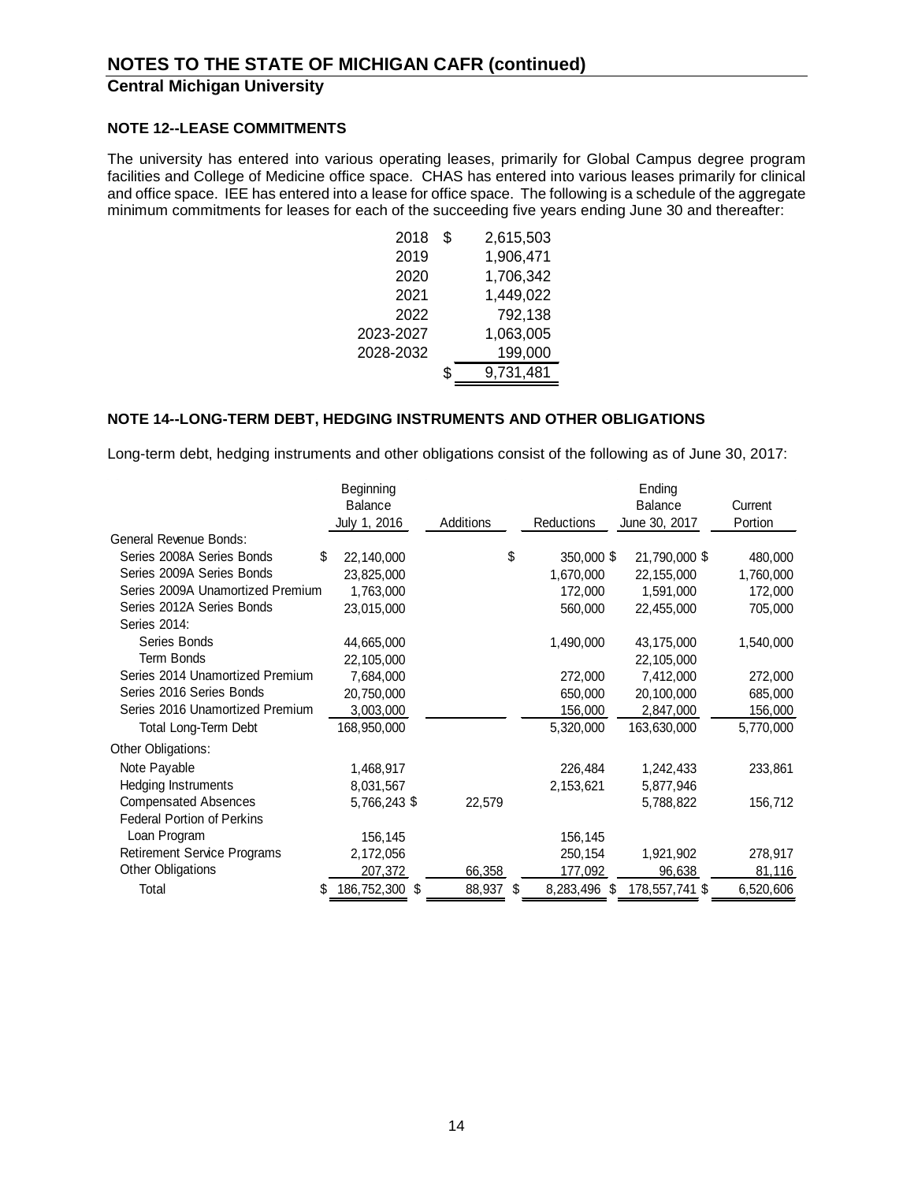# NOTES TO THE STATE OF MICHIGAN CAFR (continued)

## Central Michigan University

### NOTE 12--LEASE COMMITMENTS

The university has entered into various operating leases, primarily for Global Campus degree program facilities and College of Medicine office space. CHAS has entered into various leases primarily for clinical and office space. IEE has entered into a lease for office space. The following is a schedule of the aggregate minimum commitments for leases for each of the succeeding five years ending June 30 and thereafter:

| | |
|---|---|
| 2018 | $ 2,615,503 |
| 2019 | 1,906,471 |
| 2020 | 1,706,342 |
| 2021 | 1,449,022 |
| 2022 | 792,138 |
| 2023-2027 | 1,063,005 |
| 2028-2032 | 199,000 |
| | $ 9,731,481 |

### NOTE 14--LONG-TERM DEBT, HEDGING INSTRUMENTS AND OTHER OBLIGATIONS

Long-term debt, hedging instruments and other obligations consist of the following as of June 30, 2017:

| | Beginning Balance July 1, 2016 | Additions | Reductions | Ending Balance June 30, 2017 | Current Portion |
|---|---|---|---|---|---|
| General Revenue Bonds: | | | | | |
| Series 2008A Series Bonds | $ 22,140,000 | | $ 350,000 | $ 21,790,000 | $ 480,000 |
| Series 2009A Series Bonds | 23,825,000 | | 1,670,000 | 22,155,000 | 1,760,000 |
| Series 2009A Unamortized Premium | 1,763,000 | | 172,000 | 1,591,000 | 172,000 |
| Series 2012A Series Bonds | 23,015,000 | | 560,000 | 22,455,000 | 705,000 |
| Series 2014: | | | | | |
| Series Bonds | 44,665,000 | | 1,490,000 | 43,175,000 | 1,540,000 |
| Term Bonds | 22,105,000 | | | 22,105,000 | |
| Series 2014 Unamortized Premium | 7,684,000 | | 272,000 | 7,412,000 | 272,000 |
| Series 2016 Series Bonds | 20,750,000 | | 650,000 | 20,100,000 | 685,000 |
| Series 2016 Unamortized Premium | 3,003,000 | | 156,000 | 2,847,000 | 156,000 |
| Total Long-Term Debt | 168,950,000 | | 5,320,000 | 163,630,000 | 5,770,000 |
| Other Obligations: | | | | | |
| Note Payable | 1,468,917 | | 226,484 | 1,242,433 | 233,861 |
| Hedging Instruments | 8,031,567 | | 2,153,621 | 5,877,946 | |
| Compensated Absences | 5,766,243 | $ 22,579 | | 5,788,822 | 156,712 |
| Federal Portion of Perkins Loan Program | 156,145 | | 156,145 | | |
| Retirement Service Programs | 2,172,056 | | 250,154 | 1,921,902 | 278,917 |
| Other Obligations | 207,372 | 66,358 | 177,092 | 96,638 | 81,116 |
| Total | $ 186,752,300 | $ 88,937 | $ 8,283,496 | $ 178,557,741 | $ 6,520,606 |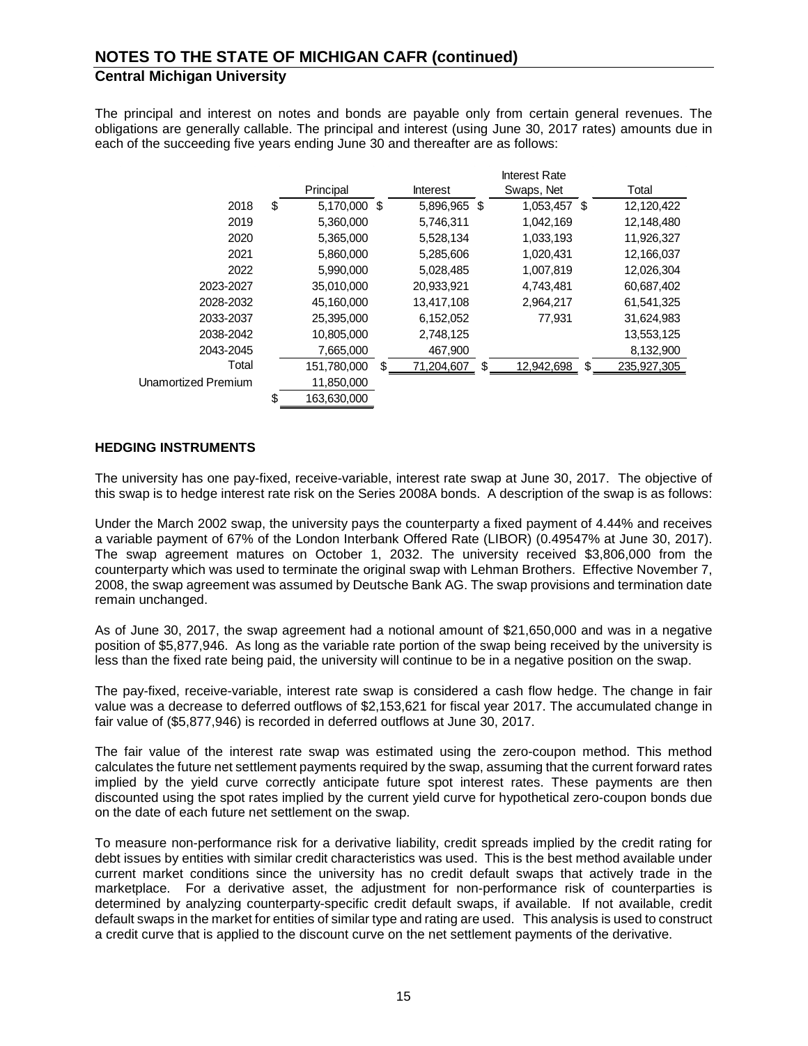# NOTES TO THE STATE OF MICHIGAN CAFR (continued)

## Central Michigan University

The principal and interest on notes and bonds are payable only from certain general revenues. The obligations are generally callable. The principal and interest (using June 30, 2017 rates) amounts due in each of the succeeding five years ending June 30 and thereafter are as follows:

| | Principal | Interest | Interest Rate Swaps, Net | Total |
|---|---|---|---|---|
| 2018 | $ 5,170,000 | $ 5,896,965 | $ 1,053,457 | $ 12,120,422 |
| 2019 | 5,360,000 | 5,746,311 | 1,042,169 | 12,148,480 |
| 2020 | 5,365,000 | 5,528,134 | 1,033,193 | 11,926,327 |
| 2021 | 5,860,000 | 5,285,606 | 1,020,431 | 12,166,037 |
| 2022 | 5,990,000 | 5,028,485 | 1,007,819 | 12,026,304 |
| 2023-2027 | 35,010,000 | 20,933,921 | 4,743,481 | 60,687,402 |
| 2028-2032 | 45,160,000 | 13,417,108 | 2,964,217 | 61,541,325 |
| 2033-2037 | 25,395,000 | 6,152,052 | 77,931 | 31,624,983 |
| 2038-2042 | 10,805,000 | 2,748,125 | | 13,553,125 |
| 2043-2045 | 7,665,000 | 467,900 | | 8,132,900 |
| Total | 151,780,000 | $ 71,204,607 | $ 12,942,698 | $ 235,927,305 |
| Unamortized Premium | 11,850,000 | | | |
| | $ 163,630,000 | | | |

**HEDGING INSTRUMENTS**

The university has one pay-fixed, receive-variable, interest rate swap at June 30, 2017. The objective of this swap is to hedge interest rate risk on the Series 2008A bonds. A description of the swap is as follows:

Under the March 2002 swap, the university pays the counterparty a fixed payment of 4.44% and receives a variable payment of 67% of the London Interbank Offered Rate (LIBOR) (0.49547% at June 30, 2017). The swap agreement matures on October 1, 2032. The university received $3,806,000 from the counterparty which was used to terminate the original swap with Lehman Brothers. Effective November 7, 2008, the swap agreement was assumed by Deutsche Bank AG. The swap provisions and termination date remain unchanged.

As of June 30, 2017, the swap agreement had a notional amount of $21,650,000 and was in a negative position of $5,877,946. As long as the variable rate portion of the swap being received by the university is less than the fixed rate being paid, the university will continue to be in a negative position on the swap.

The pay-fixed, receive-variable, interest rate swap is considered a cash flow hedge. The change in fair value was a decrease to deferred outflows of $2,153,621 for fiscal year 2017. The accumulated change in fair value of ($5,877,946) is recorded in deferred outflows at June 30, 2017.

The fair value of the interest rate swap was estimated using the zero-coupon method. This method calculates the future net settlement payments required by the swap, assuming that the current forward rates implied by the yield curve correctly anticipate future spot interest rates. These payments are then discounted using the spot rates implied by the current yield curve for hypothetical zero-coupon bonds due on the date of each future net settlement on the swap.

To measure non-performance risk for a derivative liability, credit spreads implied by the credit rating for debt issues by entities with similar credit characteristics was used. This is the best method available under current market conditions since the university has no credit default swaps that actively trade in the marketplace. For a derivative asset, the adjustment for non-performance risk of counterparties is determined by analyzing counterparty-specific credit default swaps, if available. If not available, credit default swaps in the market for entities of similar type and rating are used. This analysis is used to construct a credit curve that is applied to the discount curve on the net settlement payments of the derivative.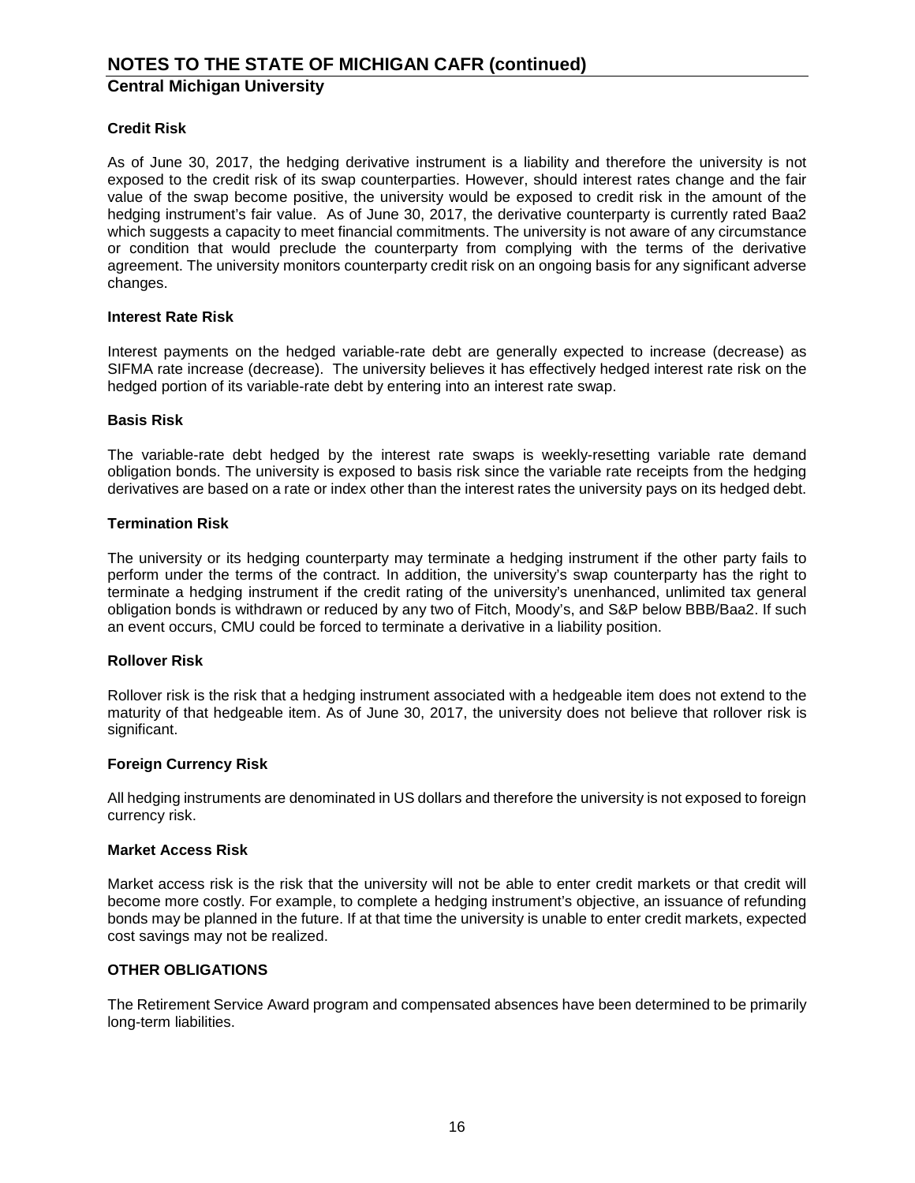**Credit Risk**

As of June 30, 2017, the hedging derivative instrument is a liability and therefore the university is not exposed to the credit risk of its swap counterparties. However, should interest rates change and the fair value of the swap become positive, the university would be exposed to credit risk in the amount of the hedging instrument's fair value. As of June 30, 2017, the derivative counterparty is currently rated Baa2 which suggests a capacity to meet financial commitments. The university is not aware of any circumstance or condition that would preclude the counterparty from complying with the terms of the derivative agreement. The university monitors counterparty credit risk on an ongoing basis for any significant adverse changes.

**Interest Rate Risk**

Interest payments on the hedged variable-rate debt are generally expected to increase (decrease) as SIFMA rate increase (decrease). The university believes it has effectively hedged interest rate risk on the hedged portion of its variable-rate debt by entering into an interest rate swap.

**Basis Risk**

The variable-rate debt hedged by the interest rate swaps is weekly-resetting variable rate demand obligation bonds. The university is exposed to basis risk since the variable rate receipts from the hedging derivatives are based on a rate or index other than the interest rates the university pays on its hedged debt.

**Termination Risk**

The university or its hedging counterparty may terminate a hedging instrument if the other party fails to perform under the terms of the contract. In addition, the university's swap counterparty has the right to terminate a hedging instrument if the credit rating of the university's unenhanced, unlimited tax general obligation bonds is withdrawn or reduced by any two of Fitch, Moody's, and S&P below BBB/Baa2. If such an event occurs, CMU could be forced to terminate a derivative in a liability position.

**Rollover Risk**

Rollover risk is the risk that a hedging instrument associated with a hedgeable item does not extend to the maturity of that hedgeable item. As of June 30, 2017, the university does not believe that rollover risk is significant.

**Foreign Currency Risk**

All hedging instruments are denominated in US dollars and therefore the university is not exposed to foreign currency risk.

**Market Access Risk**

Market access risk is the risk that the university will not be able to enter credit markets or that credit will become more costly. For example, to complete a hedging instrument's objective, an issuance of refunding bonds may be planned in the future. If at that time the university is unable to enter credit markets, expected cost savings may not be realized.

**OTHER OBLIGATIONS**

The Retirement Service Award program and compensated absences have been determined to be primarily long-term liabilities.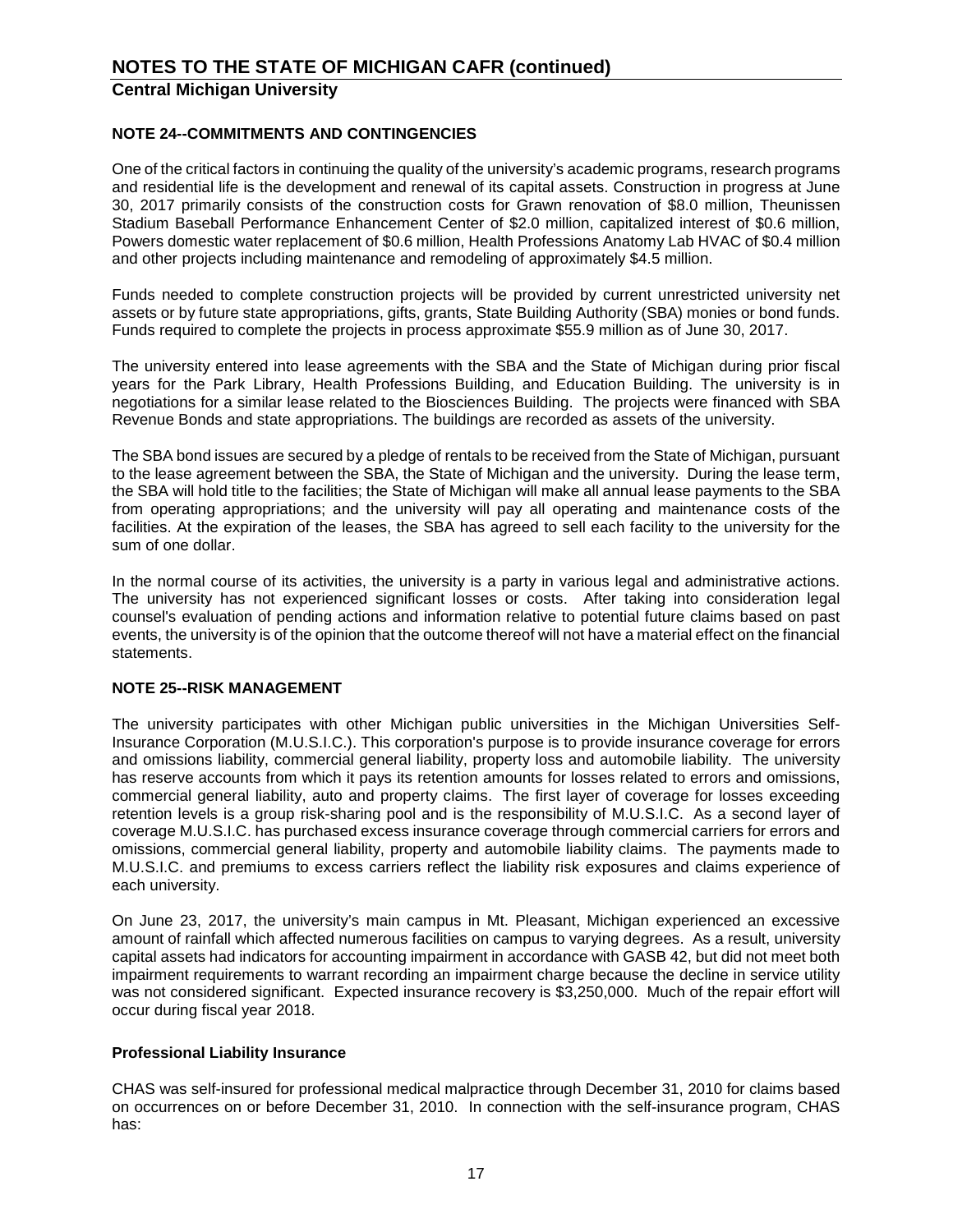## NOTE 24--COMMITMENTS AND CONTINGENCIES

One of the critical factors in continuing the quality of the university's academic programs, research programs and residential life is the development and renewal of its capital assets. Construction in progress at June 30, 2017 primarily consists of the construction costs for Grawn renovation of $8.0 million, Theunissen Stadium Baseball Performance Enhancement Center of $2.0 million, capitalized interest of $0.6 million, Powers domestic water replacement of $0.6 million, Health Professions Anatomy Lab HVAC of $0.4 million and other projects including maintenance and remodeling of approximately $4.5 million.

Funds needed to complete construction projects will be provided by current unrestricted university net assets or by future state appropriations, gifts, grants, State Building Authority (SBA) monies or bond funds. Funds required to complete the projects in process approximate $55.9 million as of June 30, 2017.

The university entered into lease agreements with the SBA and the State of Michigan during prior fiscal years for the Park Library, Health Professions Building, and Education Building. The university is in negotiations for a similar lease related to the Biosciences Building. The projects were financed with SBA Revenue Bonds and state appropriations. The buildings are recorded as assets of the university.

The SBA bond issues are secured by a pledge of rentals to be received from the State of Michigan, pursuant to the lease agreement between the SBA, the State of Michigan and the university. During the lease term, the SBA will hold title to the facilities; the State of Michigan will make all annual lease payments to the SBA from operating appropriations; and the university will pay all operating and maintenance costs of the facilities. At the expiration of the leases, the SBA has agreed to sell each facility to the university for the sum of one dollar.

In the normal course of its activities, the university is a party in various legal and administrative actions. The university has not experienced significant losses or costs. After taking into consideration legal counsel's evaluation of pending actions and information relative to potential future claims based on past events, the university is of the opinion that the outcome thereof will not have a material effect on the financial statements.

## NOTE 25--RISK MANAGEMENT

The university participates with other Michigan public universities in the Michigan Universities Self-Insurance Corporation (M.U.S.I.C.). This corporation's purpose is to provide insurance coverage for errors and omissions liability, commercial general liability, property loss and automobile liability. The university has reserve accounts from which it pays its retention amounts for losses related to errors and omissions, commercial general liability, auto and property claims. The first layer of coverage for losses exceeding retention levels is a group risk-sharing pool and is the responsibility of M.U.S.I.C. As a second layer of coverage M.U.S.I.C. has purchased excess insurance coverage through commercial carriers for errors and omissions, commercial general liability, property and automobile liability claims. The payments made to M.U.S.I.C. and premiums to excess carriers reflect the liability risk exposures and claims experience of each university.

On June 23, 2017, the university's main campus in Mt. Pleasant, Michigan experienced an excessive amount of rainfall which affected numerous facilities on campus to varying degrees. As a result, university capital assets had indicators for accounting impairment in accordance with GASB 42, but did not meet both impairment requirements to warrant recording an impairment charge because the decline in service utility was not considered significant. Expected insurance recovery is $3,250,000. Much of the repair effort will occur during fiscal year 2018.

### Professional Liability Insurance

CHAS was self-insured for professional medical malpractice through December 31, 2010 for claims based on occurrences on or before December 31, 2010. In connection with the self-insurance program, CHAS has: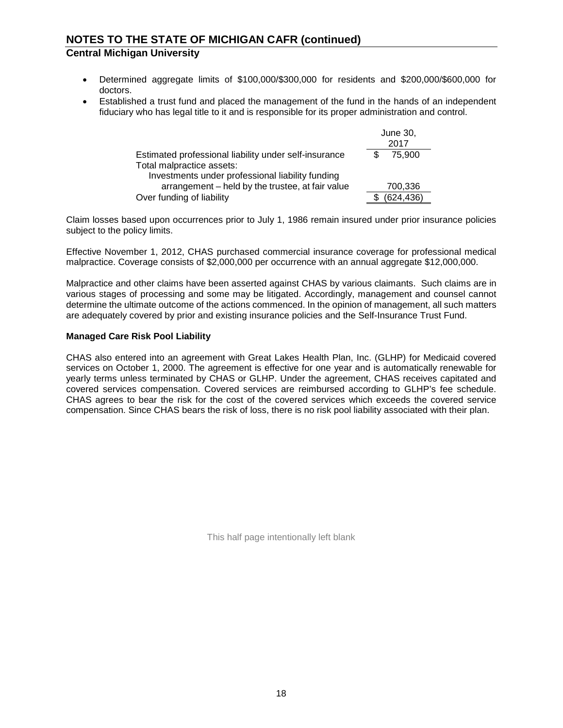- Determined aggregate limits of \$100,000/\$300,000 for residents and \$200,000/\$600,000 for doctors.
- Established a trust fund and placed the management of the fund in the hands of an independent fiduciary who has legal title to it and is responsible for its proper administration and control.

| | June 30, 2017 |
|---|---|
| Estimated professional liability under self-insurance | $ 75,900 |
| Total malpractice assets: | |
| Investments under professional liability funding arrangement – held by the trustee, at fair value | 700,336 |
| Over funding of liability | $ (624,436) |

Claim losses based upon occurrences prior to July 1, 1986 remain insured under prior insurance policies subject to the policy limits.

Effective November 1, 2012, CHAS purchased commercial insurance coverage for professional medical malpractice. Coverage consists of \$2,000,000 per occurrence with an annual aggregate \$12,000,000.

Malpractice and other claims have been asserted against CHAS by various claimants. Such claims are in various stages of processing and some may be litigated. Accordingly, management and counsel cannot determine the ultimate outcome of the actions commenced. In the opinion of management, all such matters are adequately covered by prior and existing insurance policies and the Self-Insurance Trust Fund.

**Managed Care Risk Pool Liability**

CHAS also entered into an agreement with Great Lakes Health Plan, Inc. (GLHP) for Medicaid covered services on October 1, 2000. The agreement is effective for one year and is automatically renewable for yearly terms unless terminated by CHAS or GLHP. Under the agreement, CHAS receives capitated and covered services compensation. Covered services are reimbursed according to GLHP's fee schedule. CHAS agrees to bear the risk for the cost of the covered services which exceeds the covered service compensation. Since CHAS bears the risk of loss, there is no risk pool liability associated with their plan.

This half page intentionally left blank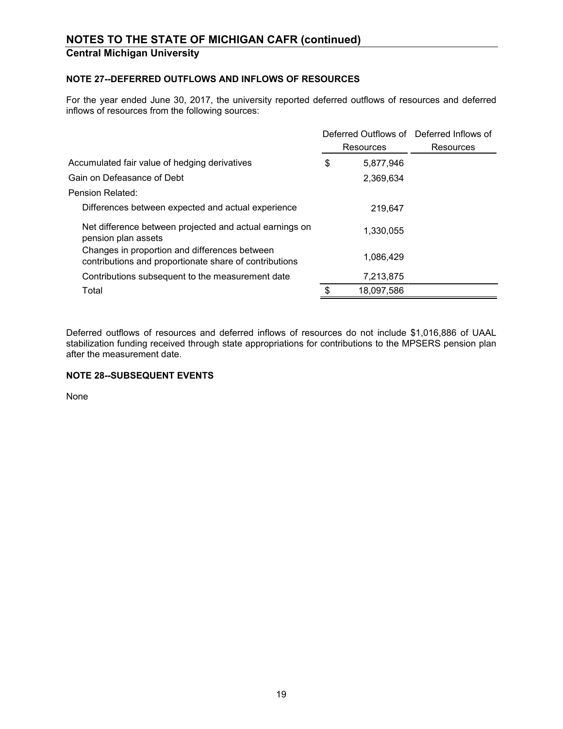# NOTES TO THE STATE OF MICHIGAN CAFR (continued)

## Central Michigan University

### NOTE 27--DEFERRED OUTFLOWS AND INFLOWS OF RESOURCES

For the year ended June 30, 2017, the university reported deferred outflows of resources and deferred inflows of resources from the following sources:

| | Deferred Outflows of Resources | Deferred Inflows of Resources |
|---|---|---|
| Accumulated fair value of hedging derivatives | $ 5,877,946 | |
| Gain on Defeasance of Debt | 2,369,634 | |
| Pension Related: | | |
| Differences between expected and actual experience | 219,647 | |
| Net difference between projected and actual earnings on pension plan assets | 1,330,055 | |
| Changes in proportion and differences between contributions and proportionate share of contributions | 1,086,429 | |
| Contributions subsequent to the measurement date | 7,213,875 | |
| Total | $ 18,097,586 | |

Deferred outflows of resources and deferred inflows of resources do not include $1,016,886 of UAAL stabilization funding received through state appropriations for contributions to the MPSERS pension plan after the measurement date.

### NOTE 28--SUBSEQUENT EVENTS

None